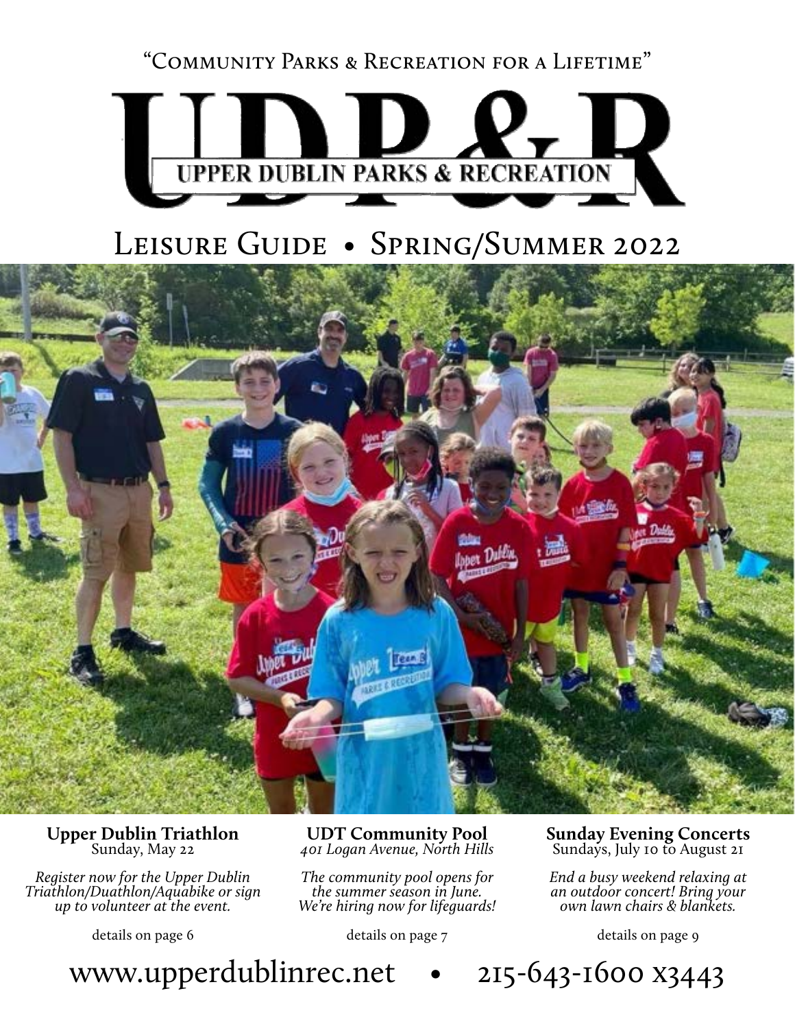"Community Parks & Recreation for a Lifetime"

# UDP&R

## UPPER DUBLIN PARKS & RECREATION

# Leisure Guide • Spring/Summer 2022

**Upper Dublin Triathlon**
Sunday, May 22

*Register now for the Upper Dublin Triathlon/Duathlon/Aquabike or sign up to volunteer at the event.*

details on page 6

**UDT Community Pool**
*401 Logan Avenue, North Hills*

*The community pool opens for the summer season in June. We're hiring now for lifeguards!*

details on page 7

**Sunday Evening Concerts**
Sundays, July 10 to August 21

*End a busy weekend relaxing at an outdoor concert! Bring your own lawn chairs & blankets.*

details on page 9

www.upperdublinrec.net • 215-643-1600 x3443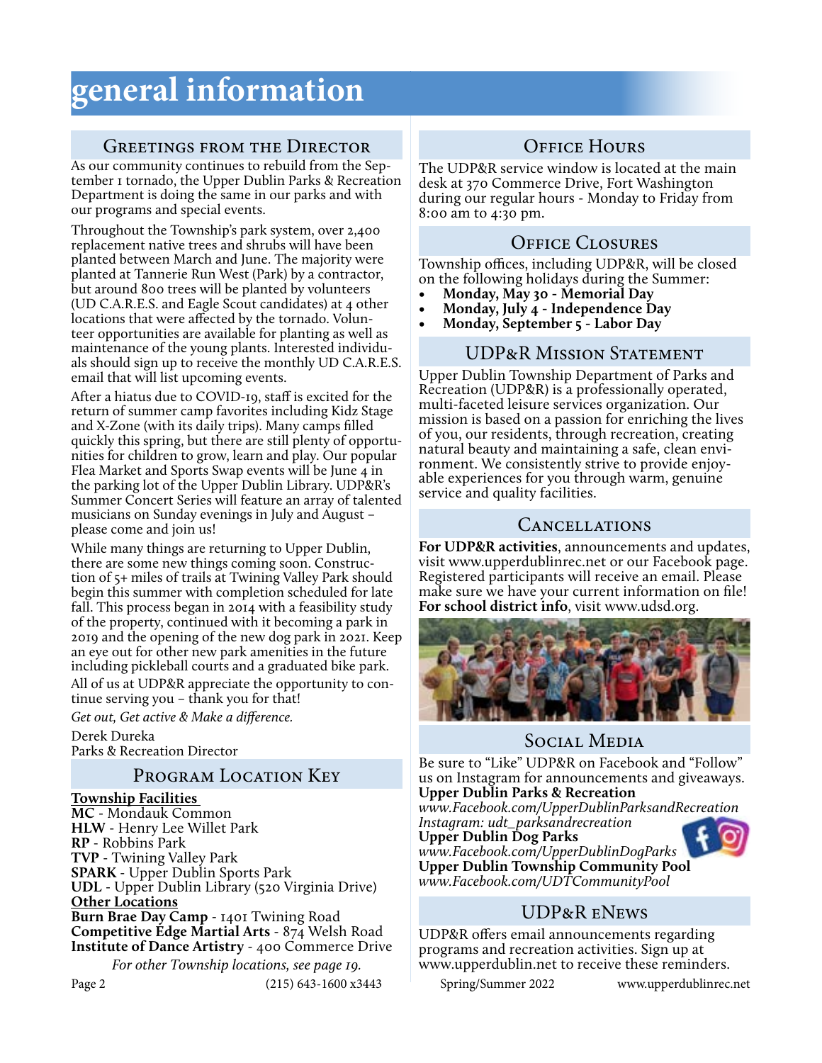# general information

## Greetings from the Director

As our community continues to rebuild from the September 1 tornado, the Upper Dublin Parks & Recreation Department is doing the same in our parks and with our programs and special events.

Throughout the Township's park system, over 2,400 replacement native trees and shrubs will have been planted between March and June. The majority were planted at Tannerie Run West (Park) by a contractor, but around 800 trees will be planted by volunteers (UD C.A.R.E.S. and Eagle Scout candidates) at 4 other locations that were affected by the tornado. Volunteer opportunities are available for planting as well as maintenance of the young plants. Interested individuals should sign up to receive the monthly UD C.A.R.E.S. email that will list upcoming events.

After a hiatus due to COVID-19, staff is excited for the return of summer camp favorites including Kidz Stage and X-Zone (with its daily trips). Many camps filled quickly this spring, but there are still plenty of opportunities for children to grow, learn and play. Our popular Flea Market and Sports Swap events will be June 4 in the parking lot of the Upper Dublin Library. UDP&R's Summer Concert Series will feature an array of talented musicians on Sunday evenings in July and August – please come and join us!

While many things are returning to Upper Dublin, there are some new things coming soon. Construction of 5+ miles of trails at Twining Valley Park should begin this summer with completion scheduled for late fall. This process began in 2014 with a feasibility study of the property, continued with it becoming a park in 2019 and the opening of the new dog park in 2021. Keep an eye out for other new park amenities in the future including pickleball courts and a graduated bike park.

All of us at UDP&R appreciate the opportunity to continue serving you – thank you for that!

*Get out, Get active & Make a difference.*

Derek Dureka
Parks & Recreation Director

## Program Location Key

**Township Facilities**

**MC** - Mondauk Common
**HLW** - Henry Lee Willet Park
**RP** - Robbins Park
**TVP** - Twining Valley Park
**SPARK** - Upper Dublin Sports Park
**UDL** - Upper Dublin Library (520 Virginia Drive)

**Other Locations**

**Burn Brae Day Camp** - 1401 Twining Road
**Competitive Edge Martial Arts** - 874 Welsh Road
**Institute of Dance Artistry** - 400 Commerce Drive

*For other Township locations, see page 19.*

## Office Hours

The UDP&R service window is located at the main desk at 370 Commerce Drive, Fort Washington during our regular hours - Monday to Friday from 8:00 am to 4:30 pm.

## Office Closures

Township offices, including UDP&R, will be closed on the following holidays during the Summer:

- **Monday, May 30 - Memorial Day**
- **Monday, July 4 - Independence Day**
- **Monday, September 5 - Labor Day**

## UDP&R Mission Statement

Upper Dublin Township Department of Parks and Recreation (UDP&R) is a professionally operated, multi-faceted leisure services organization. Our mission is based on a passion for enriching the lives of you, our residents, through recreation, creating natural beauty and maintaining a safe, clean environment. We consistently strive to provide enjoyable experiences for you through warm, genuine service and quality facilities.

## Cancellations

**For UDP&R activities**, announcements and updates, visit www.upperdublinrec.net or our Facebook page. Registered participants will receive an email. Please make sure we have your current information on file! **For school district info**, visit www.udsd.org.

## Social Media

Be sure to "Like" UDP&R on Facebook and "Follow" us on Instagram for announcements and giveaways.

**Upper Dublin Parks & Recreation**
*www.Facebook.com/UpperDublinParksandRecreation*
*Instagram: udt_parksandrecreation*
**Upper Dublin Dog Parks**
*www.Facebook.com/UpperDublinDogParks*
**Upper Dublin Township Community Pool**
*www.Facebook.com/UDTCommunityPool*

## UDP&R eNews

UDP&R offers email announcements regarding programs and recreation activities. Sign up at www.upperdublin.net to receive these reminders.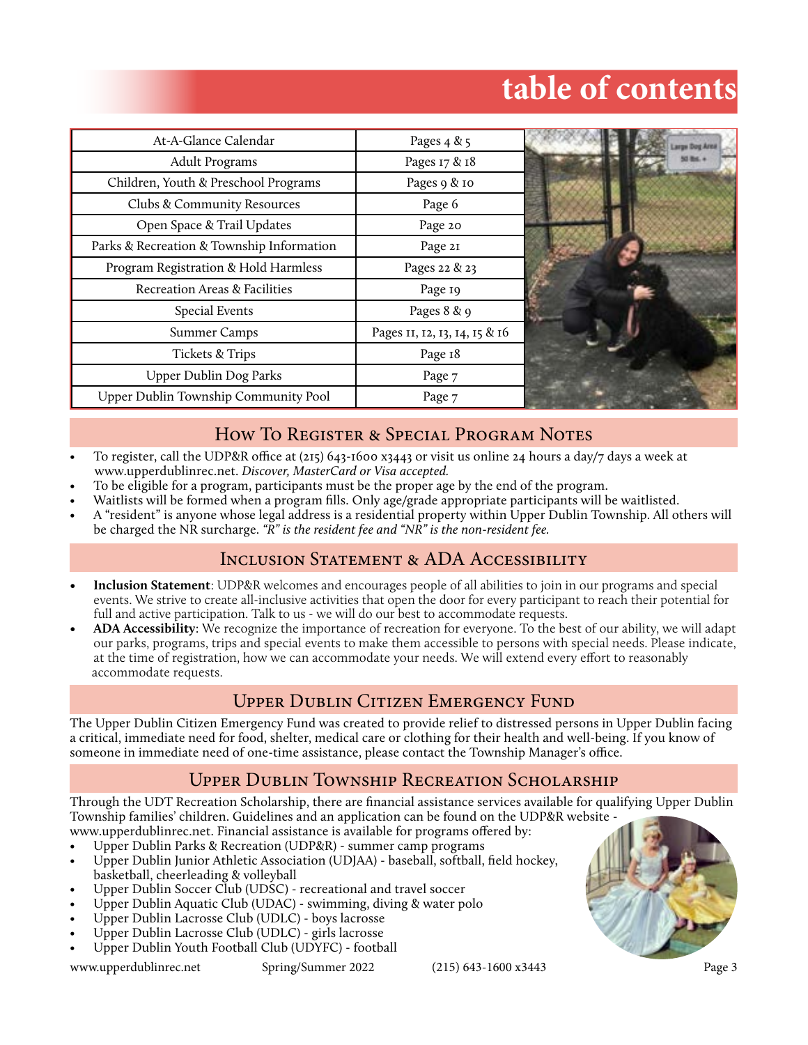# table of contents

| At-A-Glance Calendar | Pages 4 & 5 |
|---|---|
| Adult Programs | Pages 17 & 18 |
| Children, Youth & Preschool Programs | Pages 9 & 10 |
| Clubs & Community Resources | Page 6 |
| Open Space & Trail Updates | Page 20 |
| Parks & Recreation & Township Information | Page 21 |
| Program Registration & Hold Harmless | Pages 22 & 23 |
| Recreation Areas & Facilities | Page 19 |
| Special Events | Pages 8 & 9 |
| Summer Camps | Pages 11, 12, 13, 14, 15 & 16 |
| Tickets & Trips | Page 18 |
| Upper Dublin Dog Parks | Page 7 |
| Upper Dublin Township Community Pool | Page 7 |

## How To Register & Special Program Notes

- To register, call the UDP&R office at (215) 643-1600 x3443 or visit us online 24 hours a day/7 days a week at www.upperdublinrec.net. *Discover, MasterCard or Visa accepted.*
- To be eligible for a program, participants must be the proper age by the end of the program.
- Waitlists will be formed when a program fills. Only age/grade appropriate participants will be waitlisted.
- A "resident" is anyone whose legal address is a residential property within Upper Dublin Township. All others will be charged the NR surcharge. *"R" is the resident fee and "NR" is the non-resident fee.*

## Inclusion Statement & ADA Accessibility

- **Inclusion Statement**: UDP&R welcomes and encourages people of all abilities to join in our programs and special events. We strive to create all-inclusive activities that open the door for every participant to reach their potential for full and active participation. Talk to us - we will do our best to accommodate requests.
- **ADA Accessibility**: We recognize the importance of recreation for everyone. To the best of our ability, we will adapt our parks, programs, trips and special events to make them accessible to persons with special needs. Please indicate, at the time of registration, how we can accommodate your needs. We will extend every effort to reasonably accommodate requests.

## Upper Dublin Citizen Emergency Fund

The Upper Dublin Citizen Emergency Fund was created to provide relief to distressed persons in Upper Dublin facing a critical, immediate need for food, shelter, medical care or clothing for their health and well-being. If you know of someone in immediate need of one-time assistance, please contact the Township Manager's office.

## Upper Dublin Township Recreation Scholarship

Through the UDT Recreation Scholarship, there are financial assistance services available for qualifying Upper Dublin Township families' children. Guidelines and an application can be found on the UDP&R website - www.upperdublinrec.net. Financial assistance is available for programs offered by:

- Upper Dublin Parks & Recreation (UDP&R) - summer camp programs
- Upper Dublin Junior Athletic Association (UDJAA) - baseball, softball, field hockey, basketball, cheerleading & volleyball
- Upper Dublin Soccer Club (UDSC) - recreational and travel soccer
- Upper Dublin Aquatic Club (UDAC) - swimming, diving & water polo
- Upper Dublin Lacrosse Club (UDLC) - boys lacrosse
- Upper Dublin Lacrosse Club (UDLC) - girls lacrosse
- Upper Dublin Youth Football Club (UDYFC) - football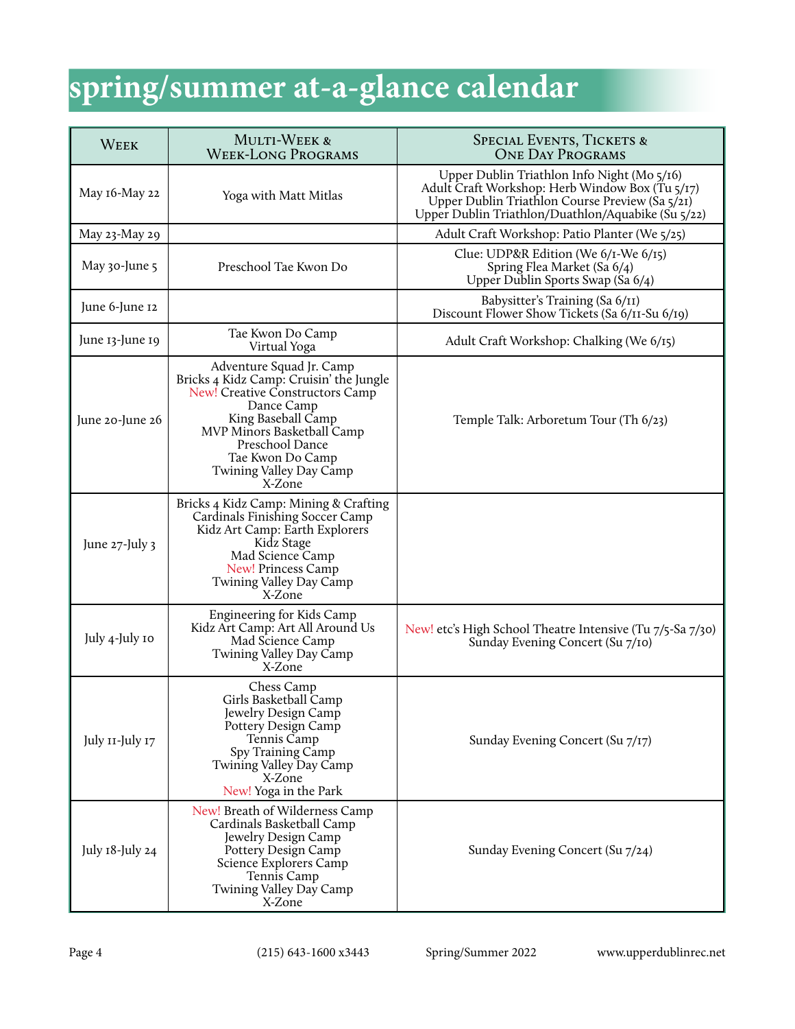# spring/summer at-a-glance calendar

| Week | Multi-Week & Week-Long Programs | Special Events, Tickets & One Day Programs |
|---|---|---|
| May 16-May 22 | Yoga with Matt Mitlas | Upper Dublin Triathlon Info Night (Mo 5/16)<br>Adult Craft Workshop: Herb Window Box (Tu 5/17)<br>Upper Dublin Triathlon Course Preview (Sa 5/21)<br>Upper Dublin Triathlon/Duathlon/Aquabike (Su 5/22) |
| May 23-May 29 | | Adult Craft Workshop: Patio Planter (We 5/25) |
| May 30-June 5 | Preschool Tae Kwon Do | Clue: UDP&R Edition (We 6/1-We 6/15)<br>Spring Flea Market (Sa 6/4)<br>Upper Dublin Sports Swap (Sa 6/4) |
| June 6-June 12 | | Babysitter's Training (Sa 6/11)<br>Discount Flower Show Tickets (Sa 6/11-Su 6/19) |
| June 13-June 19 | Tae Kwon Do Camp<br>Virtual Yoga | Adult Craft Workshop: Chalking (We 6/15) |
| June 20-June 26 | Adventure Squad Jr. Camp<br>Bricks 4 Kidz Camp: Cruisin' the Jungle<br>New! Creative Constructors Camp<br>Dance Camp<br>King Baseball Camp<br>MVP Minors Basketball Camp<br>Preschool Dance<br>Tae Kwon Do Camp<br>Twining Valley Day Camp<br>X-Zone | Temple Talk: Arboretum Tour (Th 6/23) |
| June 27-July 3 | Bricks 4 Kidz Camp: Mining & Crafting<br>Cardinals Finishing Soccer Camp<br>Kidz Art Camp: Earth Explorers<br>Kidz Stage<br>Mad Science Camp<br>New! Princess Camp<br>Twining Valley Day Camp<br>X-Zone | |
| July 4-July 10 | Engineering for Kids Camp<br>Kidz Art Camp: Art All Around Us<br>Mad Science Camp<br>Twining Valley Day Camp<br>X-Zone | New! etc's High School Theatre Intensive (Tu 7/5-Sa 7/30)<br>Sunday Evening Concert (Su 7/10) |
| July 11-July 17 | Chess Camp<br>Girls Basketball Camp<br>Jewelry Design Camp<br>Pottery Design Camp<br>Tennis Camp<br>Spy Training Camp<br>Twining Valley Day Camp<br>X-Zone<br>New! Yoga in the Park | Sunday Evening Concert (Su 7/17) |
| July 18-July 24 | New! Breath of Wilderness Camp<br>Cardinals Basketball Camp<br>Jewelry Design Camp<br>Pottery Design Camp<br>Science Explorers Camp<br>Tennis Camp<br>Twining Valley Day Camp<br>X-Zone | Sunday Evening Concert (Su 7/24) |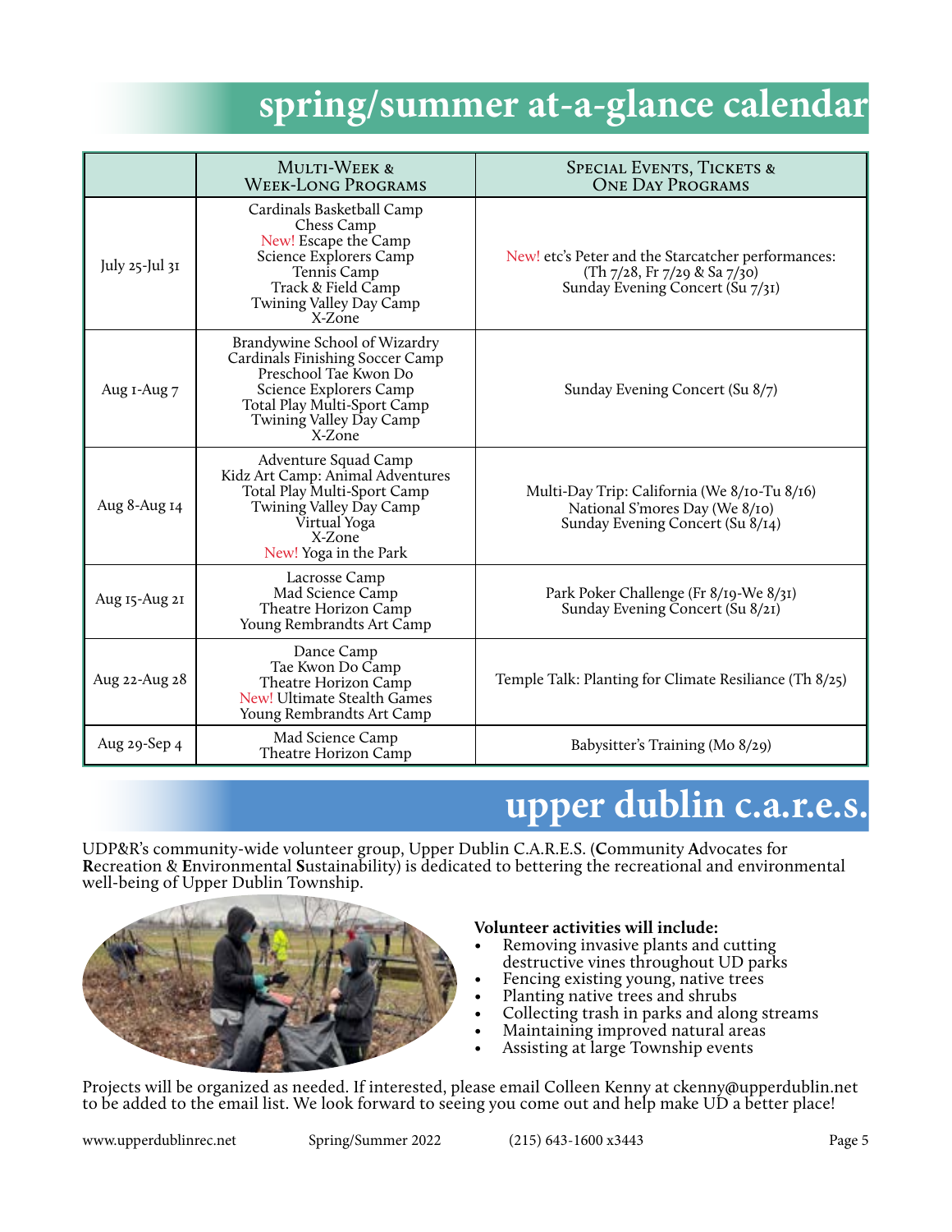# spring/summer at-a-glance calendar

| | Multi-Week & Week-Long Programs | Special Events, Tickets & One Day Programs |
|---|---|---|
| July 25-Jul 31 | Cardinals Basketball Camp<br>Chess Camp<br>New! Escape the Camp<br>Science Explorers Camp<br>Tennis Camp<br>Track & Field Camp<br>Twining Valley Day Camp<br>X-Zone | New! etc's Peter and the Starcatcher performances: (Th 7/28, Fr 7/29 & Sa 7/30)<br>Sunday Evening Concert (Su 7/31) |
| Aug 1-Aug 7 | Brandywine School of Wizardry<br>Cardinals Finishing Soccer Camp<br>Preschool Tae Kwon Do<br>Science Explorers Camp<br>Total Play Multi-Sport Camp<br>Twining Valley Day Camp<br>X-Zone | Sunday Evening Concert (Su 8/7) |
| Aug 8-Aug 14 | Adventure Squad Camp<br>Kidz Art Camp: Animal Adventures<br>Total Play Multi-Sport Camp<br>Twining Valley Day Camp<br>Virtual Yoga<br>X-Zone<br>New! Yoga in the Park | Multi-Day Trip: California (We 8/10-Tu 8/16)<br>National S'mores Day (We 8/10)<br>Sunday Evening Concert (Su 8/14) |
| Aug 15-Aug 21 | Lacrosse Camp<br>Mad Science Camp<br>Theatre Horizon Camp<br>Young Rembrandts Art Camp | Park Poker Challenge (Fr 8/19-We 8/31)<br>Sunday Evening Concert (Su 8/21) |
| Aug 22-Aug 28 | Dance Camp<br>Tae Kwon Do Camp<br>Theatre Horizon Camp<br>New! Ultimate Stealth Games<br>Young Rembrandts Art Camp | Temple Talk: Planting for Climate Resiliance (Th 8/25) |
| Aug 29-Sep 4 | Mad Science Camp<br>Theatre Horizon Camp | Babysitter's Training (Mo 8/29) |

# upper dublin c.a.r.e.s.

UDP&R's community-wide volunteer group, Upper Dublin C.A.R.E.S. (**C**ommunity **A**dvocates for **R**ecreation & **E**nvironmental **S**ustainability) is dedicated to bettering the recreational and environmental well-being of Upper Dublin Township.

**Volunteer activities will include:**

- Removing invasive plants and cutting destructive vines throughout UD parks
- Fencing existing young, native trees
- Planting native trees and shrubs
- Collecting trash in parks and along streams
- Maintaining improved natural areas
- Assisting at large Township events

Projects will be organized as needed. If interested, please email Colleen Kenny at ckenny@upperdublin.net to be added to the email list. We look forward to seeing you come out and help make UD a better place!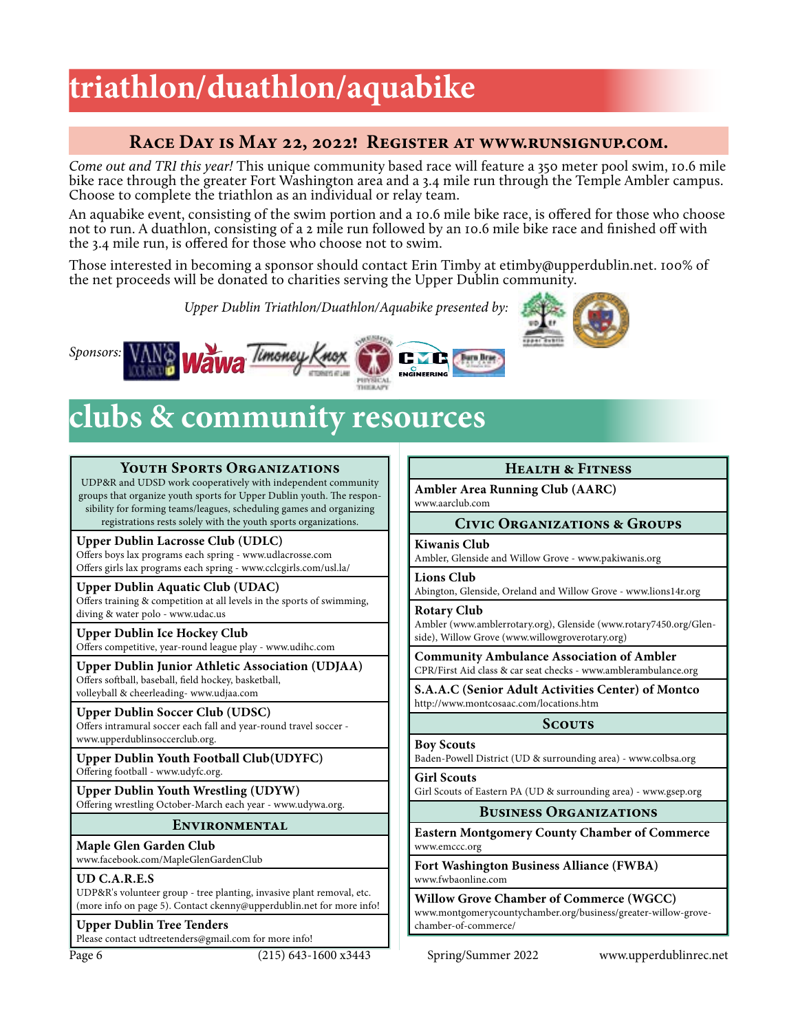# triathlon/duathlon/aquabike

## Race Day is May 22, 2022! Register at www.runsignup.com.

*Come out and TRI this year!* This unique community based race will feature a 350 meter pool swim, 10.6 mile bike race through the greater Fort Washington area and a 3.4 mile run through the Temple Ambler campus. Choose to complete the triathlon as an individual or relay team.

An aquabike event, consisting of the swim portion and a 10.6 mile bike race, is offered for those who choose not to run. A duathlon, consisting of a 2 mile run followed by an 10.6 mile bike race and finished off with the 3.4 mile run, is offered for those who choose not to swim.

Those interested in becoming a sponsor should contact Erin Timby at etimby@upperdublin.net. 100% of the net proceeds will be donated to charities serving the Upper Dublin community.

*Upper Dublin Triathlon/Duathlon/Aquabike presented by:*

*Sponsors:*

# clubs & community resources

### Youth Sports Organizations

UDP&R and UDSD work cooperatively with independent community groups that organize youth sports for Upper Dublin youth. The responsibility for forming teams/leagues, scheduling games and organizing registrations rests solely with the youth sports organizations.

**Upper Dublin Lacrosse Club (UDLC)**
Offers boys lax programs each spring - www.udlacrosse.com
Offers girls lax programs each spring - www.cclcgirls.com/usl.la/

**Upper Dublin Aquatic Club (UDAC)**
Offers training & competition at all levels in the sports of swimming, diving & water polo - www.udac.us

**Upper Dublin Ice Hockey Club**
Offers competitive, year-round league play - www.udihc.com

**Upper Dublin Junior Athletic Association (UDJAA)**
Offers softball, baseball, field hockey, basketball, volleyball & cheerleading- www.udjaa.com

**Upper Dublin Soccer Club (UDSC)**
Offers intramural soccer each fall and year-round travel soccer - www.upperdublinsoccerclub.org.

**Upper Dublin Youth Football Club(UDYFC)**
Offering football - www.udyfc.org.

**Upper Dublin Youth Wrestling (UDYW)**
Offering wrestling October-March each year - www.udywa.org.

### Environmental

**Maple Glen Garden Club**
www.facebook.com/MapleGlenGardenClub

**UD C.A.R.E.S**
UDP&R's volunteer group - tree planting, invasive plant removal, etc. (more info on page 5). Contact ckenny@upperdublin.net for more info!

**Upper Dublin Tree Tenders**
Please contact udtreetenders@gmail.com for more info!

### Health & Fitness

**Ambler Area Running Club (AARC)**
www.aarclub.com

### Civic Organizations & Groups

**Kiwanis Club**
Ambler, Glenside and Willow Grove - www.pakiwanis.org

**Lions Club**
Abington, Glenside, Oreland and Willow Grove - www.lions14r.org

**Rotary Club**
Ambler (www.amblerrotary.org), Glenside (www.rotary7450.org/Glenside), Willow Grove (www.willowgroverotary.org)

**Community Ambulance Association of Ambler**
CPR/First Aid class & car seat checks - www.amblerambulance.org

**S.A.A.C (Senior Adult Activities Center) of Montco**
http://www.montcosaac.com/locations.htm

### Scouts

**Boy Scouts**
Baden-Powell District (UD & surrounding area) - www.colbsa.org

**Girl Scouts**
Girl Scouts of Eastern PA (UD & surrounding area) - www.gsep.org

### Business Organizations

**Eastern Montgomery County Chamber of Commerce**
www.emccc.org

**Fort Washington Business Alliance (FWBA)**
www.fwbaonline.com

**Willow Grove Chamber of Commerce (WGCC)**
www.montgomerycountychamber.org/business/greater-willow-grove-chamber-of-commerce/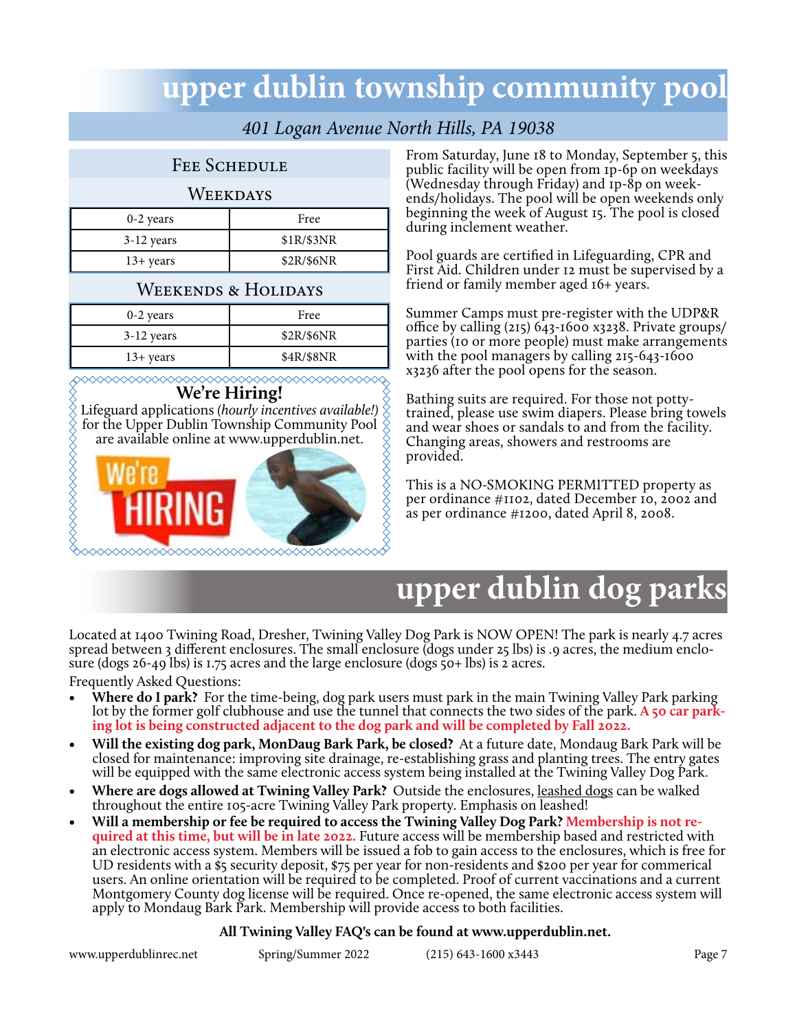# upper dublin township community pool

*401 Logan Avenue North Hills, PA 19038*

## Fee Schedule

### Weekdays

| Age | Fee |
|---|---|
| 0-2 years | Free |
| 3-12 years | $1R/$3NR |
| 13+ years | $2R/$6NR |

### Weekends & Holidays

| Age | Fee |
|---|---|
| 0-2 years | Free |
| 3-12 years | $2R/$6NR |
| 13+ years | $4R/$8NR |

**We're Hiring!**

Lifeguard applications (*hourly incentives available!*) for the Upper Dublin Township Community Pool are available online at www.upperdublin.net.

From Saturday, June 18 to Monday, September 5, this public facility will be open from 1p-6p on weekdays (Wednesday through Friday) and 1p-8p on weekends/holidays. The pool will be open weekends only beginning the week of August 15. The pool is closed during inclement weather.

Pool guards are certified in Lifeguarding, CPR and First Aid. Children under 12 must be supervised by a friend or family member aged 16+ years.

Summer Camps must pre-register with the UDP&R office by calling (215) 643-1600 x3238. Private groups/parties (10 or more people) must make arrangements with the pool managers by calling 215-643-1600 x3236 after the pool opens for the season.

Bathing suits are required. For those not potty-trained, please use swim diapers. Please bring towels and wear shoes or sandals to and from the facility. Changing areas, showers and restrooms are provided.

This is a NO-SMOKING PERMITTED property as per ordinance #1102, dated December 10, 2002 and as per ordinance #1200, dated April 8, 2008.

# upper dublin dog parks

Located at 1400 Twining Road, Dresher, Twining Valley Dog Park is NOW OPEN! The park is nearly 4.7 acres spread between 3 different enclosures. The small enclosure (dogs under 25 lbs) is .9 acres, the medium enclosure (dogs 26-49 lbs) is 1.75 acres and the large enclosure (dogs 50+ lbs) is 2 acres.

Frequently Asked Questions:

- **Where do I park?** For the time-being, dog park users must park in the main Twining Valley Park parking lot by the former golf clubhouse and use the tunnel that connects the two sides of the park. **A 50 car parking lot is being constructed adjacent to the dog park and will be completed by Fall 2022.**
- **Will the existing dog park, MonDaug Bark Park, be closed?** At a future date, Mondaug Bark Park will be closed for maintenance: improving site drainage, re-establishing grass and planting trees. The entry gates will be equipped with the same electronic access system being installed at the Twining Valley Dog Park.
- **Where are dogs allowed at Twining Valley Park?** Outside the enclosures, leashed dogs can be walked throughout the entire 105-acre Twining Valley Park property. Emphasis on leashed!
- **Will a membership or fee be required to access the Twining Valley Dog Park? Membership is not required at this time, but will be in late 2022.** Future access will be membership based and restricted with an electronic access system. Members will be issued a fob to gain access to the enclosures, which is free for UD residents with a $5 security deposit, $75 per year for non-residents and $200 per year for commerical users. An online orientation will be required to be completed. Proof of current vaccinations and a current Montgomery County dog license will be required. Once re-opened, the same electronic access system will apply to Mondaug Bark Park. Membership will provide access to both facilities.

**All Twining Valley FAQ's can be found at www.upperdublin.net.**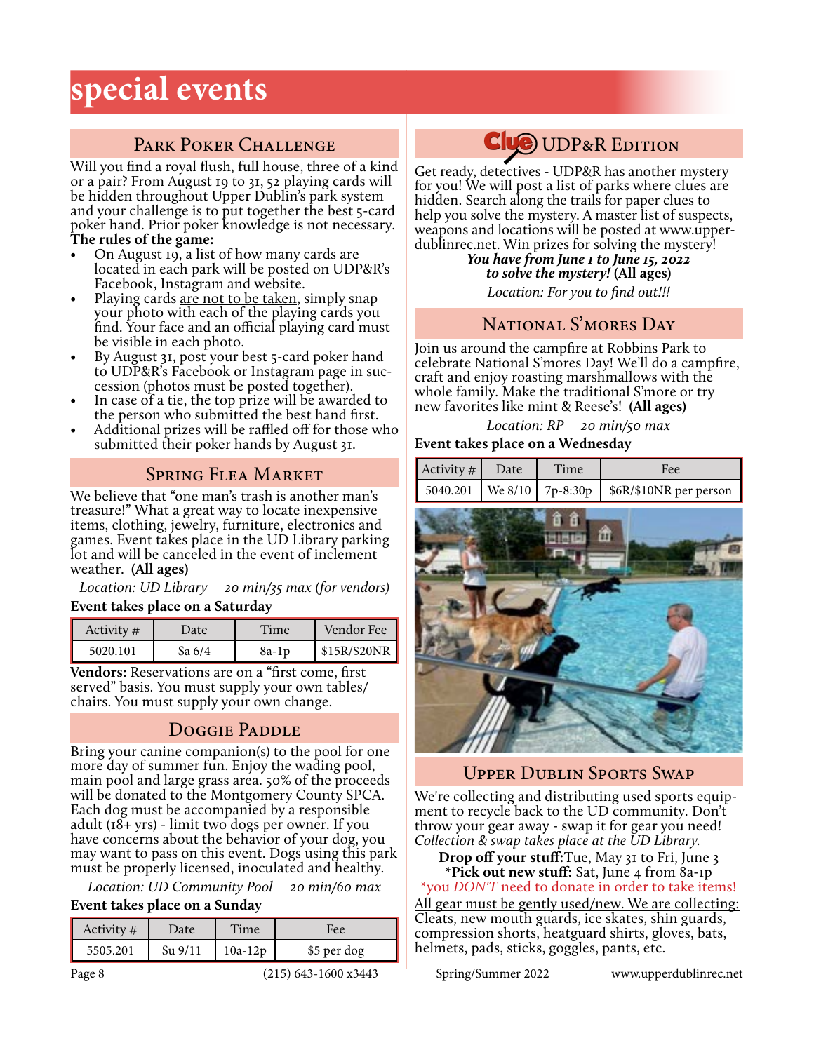# special events

## Park Poker Challenge

Will you find a royal flush, full house, three of a kind or a pair? From August 19 to 31, 52 playing cards will be hidden throughout Upper Dublin's park system and your challenge is to put together the best 5-card poker hand. Prior poker knowledge is not necessary.

**The rules of the game:**

- On August 19, a list of how many cards are located in each park will be posted on UDP&R's Facebook, Instagram and website.
- Playing cards are not to be taken, simply snap your photo with each of the playing cards you find. Your face and an official playing card must be visible in each photo.
- By August 31, post your best 5-card poker hand to UDP&R's Facebook or Instagram page in succession (photos must be posted together).
- In case of a tie, the top prize will be awarded to the person who submitted the best hand first.
- Additional prizes will be raffled off for those who submitted their poker hands by August 31.

## Spring Flea Market

We believe that "one man's trash is another man's treasure!" What a great way to locate inexpensive items, clothing, jewelry, furniture, electronics and games. Event takes place in the UD Library parking lot and will be canceled in the event of inclement weather. **(All ages)**

*Location: UD Library 20 min/35 max (for vendors)*

**Event takes place on a Saturday**

| Activity # | Date | Time | Vendor Fee |
|---|---|---|---|
| 5020.101 | Sa 6/4 | 8a-1p | $15R/$20NR |

**Vendors:** Reservations are on a "first come, first served" basis. You must supply your own tables/chairs. You must supply your own change.

## Doggie Paddle

Bring your canine companion(s) to the pool for one more day of summer fun. Enjoy the wading pool, main pool and large grass area. 50% of the proceeds will be donated to the Montgomery County SPCA. Each dog must be accompanied by a responsible adult (18+ yrs) - limit two dogs per owner. If you have concerns about the behavior of your dog, you may want to pass on this event. Dogs using this park must be properly licensed, inoculated and healthy.

*Location: UD Community Pool 20 min/60 max*

**Event takes place on a Sunday**

| Activity # | Date | Time | Fee |
|---|---|---|---|
| 5505.201 | Su 9/11 | 10a-12p | $5 per dog |

## Clue UDP&R Edition

Get ready, detectives - UDP&R has another mystery for you! We will post a list of parks where clues are hidden. Search along the trails for paper clues to help you solve the mystery. A master list of suspects, weapons and locations will be posted at www.upperdublinrec.net. Win prizes for solving the mystery!

***You have from June 1 to June 15, 2022 to solve the mystery!*** **(All ages)**

*Location: For you to find out!!!*

## National S'mores Day

Join us around the campfire at Robbins Park to celebrate National S'mores Day! We'll do a campfire, craft and enjoy roasting marshmallows with the whole family. Make the traditional S'more or try new favorites like mint & Reese's! **(All ages)**

*Location: RP 20 min/50 max*

**Event takes place on a Wednesday**

| Activity # | Date | Time | Fee |
|---|---|---|---|
| 5040.201 | We 8/10 | 7p-8:30p | $6R/$10NR per person |

## Upper Dublin Sports Swap

We're collecting and distributing used sports equipment to recycle back to the UD community. Don't throw your gear away - swap it for gear you need! *Collection & swap takes place at the UD Library.*

**Drop off your stuff:** Tue, May 31 to Fri, June 3

***Pick out new stuff:** Sat, June 4 from 8a-1p

*you *DON'T* need to donate in order to take items!

All gear must be gently used/new. We are collecting: Cleats, new mouth guards, ice skates, shin guards, compression shorts, heatguard shirts, gloves, bats, helmets, pads, sticks, goggles, pants, etc.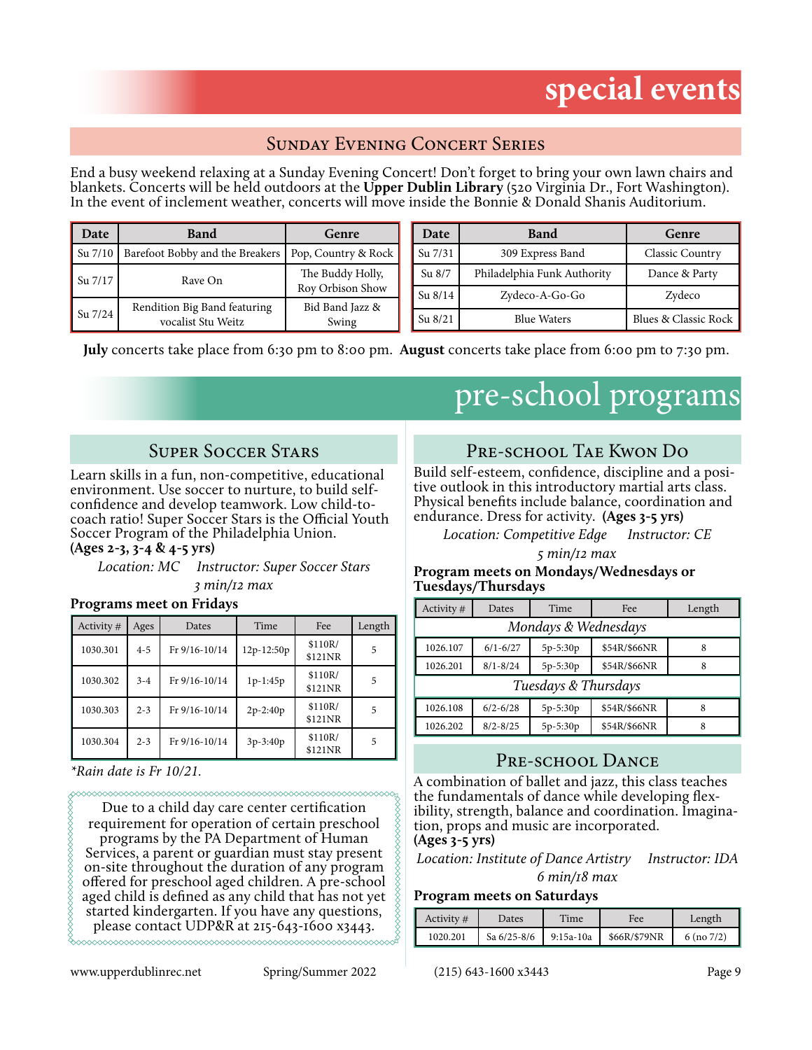# special events

## Sunday Evening Concert Series

End a busy weekend relaxing at a Sunday Evening Concert! Don't forget to bring your own lawn chairs and blankets. Concerts will be held outdoors at the **Upper Dublin Library** (520 Virginia Dr., Fort Washington). In the event of inclement weather, concerts will move inside the Bonnie & Donald Shanis Auditorium.

| Date | Band | Genre |
|---|---|---|
| Su 7/10 | Barefoot Bobby and the Breakers | Pop, Country & Rock |
| Su 7/17 | Rave On | The Buddy Holly, Roy Orbison Show |
| Su 7/24 | Rendition Big Band featuring vocalist Stu Weitz | Bid Band Jazz & Swing |
| Su 7/31 | 309 Express Band | Classic Country |
| Su 8/7 | Philadelphia Funk Authority | Dance & Party |
| Su 8/14 | Zydeco-A-Go-Go | Zydeco |
| Su 8/21 | Blue Waters | Blues & Classic Rock |

**July** concerts take place from 6:30 pm to 8:00 pm. **August** concerts take place from 6:00 pm to 7:30 pm.

# pre-school programs

## Super Soccer Stars

Learn skills in a fun, non-competitive, educational environment. Use soccer to nurture, to build self-confidence and develop teamwork. Low child-to-coach ratio! Super Soccer Stars is the Official Youth Soccer Program of the Philadelphia Union.
**(Ages 2-3, 3-4 & 4-5 yrs)**

*Location: MC* *Instructor: Super Soccer Stars*

*3 min/12 max*

**Programs meet on Fridays**

| Activity # | Ages | Dates | Time | Fee | Length |
|---|---|---|---|---|---|
| 1030.301 | 4-5 | Fr 9/16-10/14 | 12p-12:50p | $110R/ $121NR | 5 |
| 1030.302 | 3-4 | Fr 9/16-10/14 | 1p-1:45p | $110R/ $121NR | 5 |
| 1030.303 | 2-3 | Fr 9/16-10/14 | 2p-2:40p | $110R/ $121NR | 5 |
| 1030.304 | 2-3 | Fr 9/16-10/14 | 3p-3:40p | $110R/ $121NR | 5 |

*\*Rain date is Fr 10/21.*

Due to a child day care center certification requirement for operation of certain preschool programs by the PA Department of Human Services, a parent or guardian must stay present on-site throughout the duration of any program offered for preschool aged children. A pre-school aged child is defined as any child that has not yet started kindergarten. If you have any questions, please contact UDP&R at 215-643-1600 x3443.

## Pre-school Tae Kwon Do

Build self-esteem, confidence, discipline and a positive outlook in this introductory martial arts class. Physical benefits include balance, coordination and endurance. Dress for activity. **(Ages 3-5 yrs)**

*Location: Competitive Edge* *Instructor: CE*

*5 min/12 max*

**Program meets on Mondays/Wednesdays or Tuesdays/Thursdays**

| Activity # | Dates | Time | Fee | Length |
|---|---|---|---|---|
| *Mondays & Wednesdays* | | | | |
| 1026.107 | 6/1-6/27 | 5p-5:30p | $54R/$66NR | 8 |
| 1026.201 | 8/1-8/24 | 5p-5:30p | $54R/$66NR | 8 |
| *Tuesdays & Thursdays* | | | | |
| 1026.108 | 6/2-6/28 | 5p-5:30p | $54R/$66NR | 8 |
| 1026.202 | 8/2-8/25 | 5p-5:30p | $54R/$66NR | 8 |

## Pre-school Dance

A combination of ballet and jazz, this class teaches the fundamentals of dance while developing flexibility, strength, balance and coordination. Imagination, props and music are incorporated.
**(Ages 3-5 yrs)**

*Location: Institute of Dance Artistry* *Instructor: IDA*

*6 min/18 max*

**Program meets on Saturdays**

| Activity # | Dates | Time | Fee | Length |
|---|---|---|---|---|
| 1020.201 | Sa 6/25-8/6 | 9:15a-10a | $66R/$79NR | 6 (no 7/2) |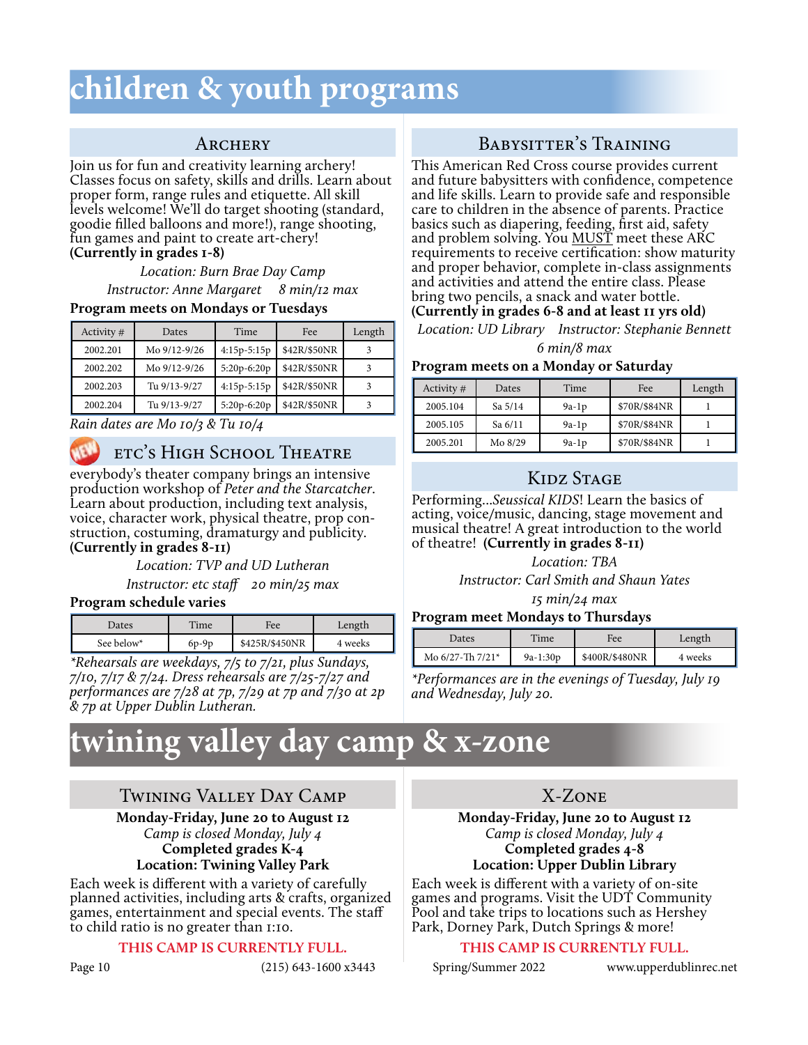# children & youth programs

## Archery

Join us for fun and creativity learning archery! Classes focus on safety, skills and drills. Learn about proper form, range rules and etiquette. All skill levels welcome! We'll do target shooting (standard, goodie filled balloons and more!), range shooting, fun games and paint to create art-chery!
**(Currently in grades 1-8)**

*Location: Burn Brae Day Camp*

*Instructor: Anne Margaret    8 min/12 max*

**Program meets on Mondays or Tuesdays**

| Activity # | Dates | Time | Fee | Length |
|---|---|---|---|---|
| 2002.201 | Mo 9/12-9/26 | 4:15p-5:15p | $42R/$50NR | 3 |
| 2002.202 | Mo 9/12-9/26 | 5:20p-6:20p | $42R/$50NR | 3 |
| 2002.203 | Tu 9/13-9/27 | 4:15p-5:15p | $42R/$50NR | 3 |
| 2002.204 | Tu 9/13-9/27 | 5:20p-6:20p | $42R/$50NR | 3 |

*Rain dates are Mo 10/3 & Tu 10/4*

## NEW etc's High School Theatre

everybody's theater company brings an intensive production workshop of *Peter and the Starcatcher*. Learn about production, including text analysis, voice, character work, physical theatre, prop construction, costuming, dramaturgy and publicity.
**(Currently in grades 8-11)**

*Location: TVP and UD Lutheran*

*Instructor: etc staff    20 min/25 max*

**Program schedule varies**

| Dates | Time | Fee | Length |
|---|---|---|---|
| See below* | 6p-9p | $425R/$450NR | 4 weeks |

*\*Rehearsals are weekdays, 7/5 to 7/21, plus Sundays, 7/10, 7/17 & 7/24. Dress rehearsals are 7/25-7/27 and performances are 7/28 at 7p, 7/29 at 7p and 7/30 at 2p & 7p at Upper Dublin Lutheran.*

## Babysitter's Training

This American Red Cross course provides current and future babysitters with confidence, competence and life skills. Learn to provide safe and responsible care to children in the absence of parents. Practice basics such as diapering, feeding, first aid, safety and problem solving. You MUST meet these ARC requirements to receive certification: show maturity and proper behavior, complete in-class assignments and activities and attend the entire class. Please bring two pencils, a snack and water bottle.
**(Currently in grades 6-8 and at least 11 yrs old)**

*Location: UD Library    Instructor: Stephanie Bennett*

*6 min/8 max*

**Program meets on a Monday or Saturday**

| Activity # | Dates | Time | Fee | Length |
|---|---|---|---|---|
| 2005.104 | Sa 5/14 | 9a-1p | $70R/$84NR | 1 |
| 2005.105 | Sa 6/11 | 9a-1p | $70R/$84NR | 1 |
| 2005.201 | Mo 8/29 | 9a-1p | $70R/$84NR | 1 |

## Kidz Stage

Performing...*Seussical KIDS*! Learn the basics of acting, voice/music, dancing, stage movement and musical theatre! A great introduction to the world of theatre! **(Currently in grades 8-11)**

*Location: TBA*

*Instructor: Carl Smith and Shaun Yates*

*15 min/24 max*

**Program meet Mondays to Thursdays**

| Dates | Time | Fee | Length |
|---|---|---|---|
| Mo 6/27-Th 7/21* | 9a-1:30p | $400R/$480NR | 4 weeks |

*\*Performances are in the evenings of Tuesday, July 19 and Wednesday, July 20.*

# twining valley day camp & x-zone

## Twining Valley Day Camp

**Monday-Friday, June 20 to August 12**
*Camp is closed Monday, July 4*
**Completed grades K-4**
**Location: Twining Valley Park**

Each week is different with a variety of carefully planned activities, including arts & crafts, organized games, entertainment and special events. The staff to child ratio is no greater than 1:10.

**THIS CAMP IS CURRENTLY FULL.**

## X-Zone

**Monday-Friday, June 20 to August 12**
*Camp is closed Monday, July 4*
**Completed grades 4-8**
**Location: Upper Dublin Library**

Each week is different with a variety of on-site games and programs. Visit the UDT Community Pool and take trips to locations such as Hershey Park, Dorney Park, Dutch Springs & more!

**THIS CAMP IS CURRENTLY FULL.**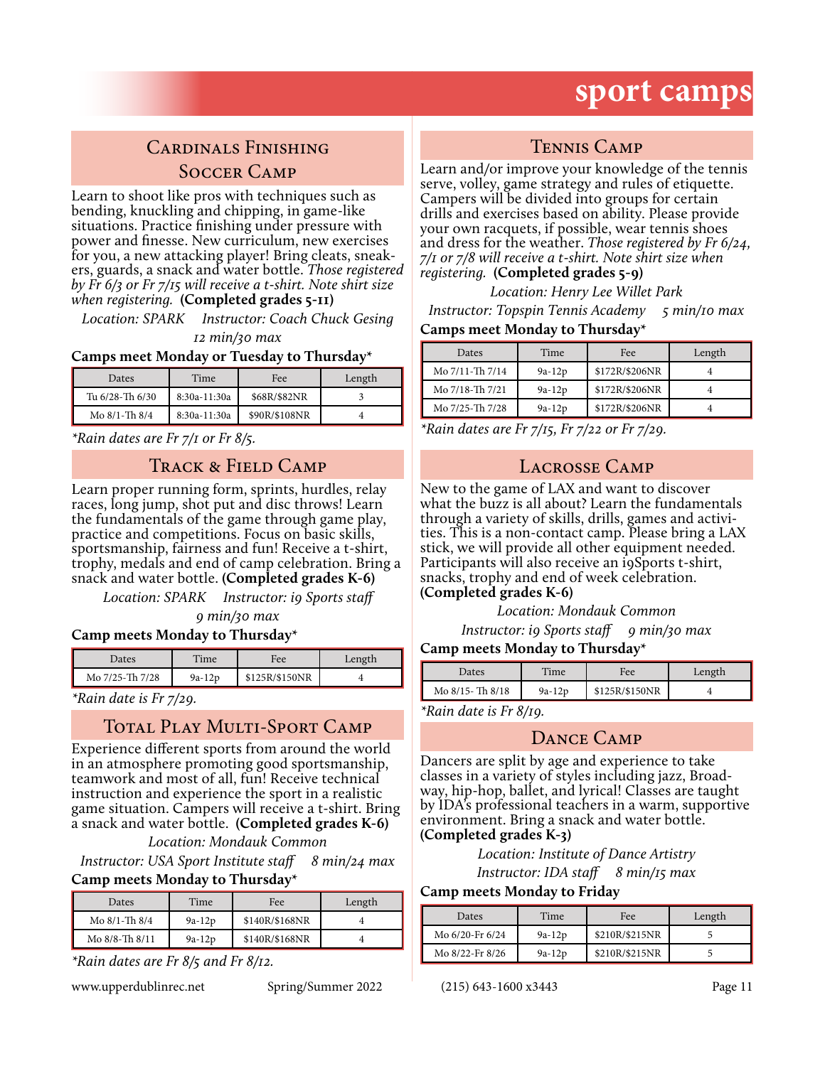# sport camps

## Cardinals Finishing Soccer Camp

Learn to shoot like pros with techniques such as bending, knuckling and chipping, in game-like situations. Practice finishing under pressure with power and finesse. New curriculum, new exercises for you, a new attacking player! Bring cleats, sneakers, guards, a snack and water bottle. *Those registered by Fr 6/3 or Fr 7/15 will receive a t-shirt. Note shirt size when registering.* **(Completed grades 5-11)**

*Location: SPARK   Instructor: Coach Chuck Gesing*

*12 min/30 max*

**Camps meet Monday or Tuesday to Thursday***

| Dates | Time | Fee | Length |
|---|---|---|---|
| Tu 6/28-Th 6/30 | 8:30a-11:30a | $68R/$82NR | 3 |
| Mo 8/1-Th 8/4 | 8:30a-11:30a | $90R/$108NR | 4 |

*\*Rain dates are Fr 7/1 or Fr 8/5.*

## Track & Field Camp

Learn proper running form, sprints, hurdles, relay races, long jump, shot put and disc throws! Learn the fundamentals of the game through game play, practice and competitions. Focus on basic skills, sportsmanship, fairness and fun! Receive a t-shirt, trophy, medals and end of camp celebration. Bring a snack and water bottle. **(Completed grades K-6)**

*Location: SPARK   Instructor: i9 Sports staff*

*9 min/30 max*

**Camp meets Monday to Thursday***

| Dates | Time | Fee | Length |
|---|---|---|---|
| Mo 7/25-Th 7/28 | 9a-12p | $125R/$150NR | 4 |

*\*Rain date is Fr 7/29.*

## Total Play Multi-Sport Camp

Experience different sports from around the world in an atmosphere promoting good sportsmanship, teamwork and most of all, fun! Receive technical instruction and experience the sport in a realistic game situation. Campers will receive a t-shirt. Bring a snack and water bottle. **(Completed grades K-6)**

*Location: Mondauk Common*

*Instructor: USA Sport Institute staff   8 min/24 max*

**Camp meets Monday to Thursday***

| Dates | Time | Fee | Length |
|---|---|---|---|
| Mo 8/1-Th 8/4 | 9a-12p | $140R/$168NR | 4 |
| Mo 8/8-Th 8/11 | 9a-12p | $140R/$168NR | 4 |

*\*Rain dates are Fr 8/5 and Fr 8/12.*

## Tennis Camp

Learn and/or improve your knowledge of the tennis serve, volley, game strategy and rules of etiquette. Campers will be divided into groups for certain drills and exercises based on ability. Please provide your own racquets, if possible, wear tennis shoes and dress for the weather. *Those registered by Fr 6/24, 7/1 or 7/8 will receive a t-shirt. Note shirt size when registering.* **(Completed grades 5-9)**

*Location: Henry Lee Willet Park*

*Instructor: Topspin Tennis Academy   5 min/10 max*

**Camps meet Monday to Thursday***

| Dates | Time | Fee | Length |
|---|---|---|---|
| Mo 7/11-Th 7/14 | 9a-12p | $172R/$206NR | 4 |
| Mo 7/18-Th 7/21 | 9a-12p | $172R/$206NR | 4 |
| Mo 7/25-Th 7/28 | 9a-12p | $172R/$206NR | 4 |

*\*Rain dates are Fr 7/15, Fr 7/22 or Fr 7/29.*

## Lacrosse Camp

New to the game of LAX and want to discover what the buzz is all about? Learn the fundamentals through a variety of skills, drills, games and activities. This is a non-contact camp. Please bring a LAX stick, we will provide all other equipment needed. Participants will also receive an i9Sports t-shirt, snacks, trophy and end of week celebration. **(Completed grades K-6)**

*Location: Mondauk Common*

*Instructor: i9 Sports staff   9 min/30 max*

**Camp meets Monday to Thursday***

| Dates | Time | Fee | Length |
|---|---|---|---|
| Mo 8/15- Th 8/18 | 9a-12p | $125R/$150NR | 4 |

*\*Rain date is Fr 8/19.*

## Dance Camp

Dancers are split by age and experience to take classes in a variety of styles including jazz, Broadway, hip-hop, ballet, and lyrical! Classes are taught by IDA's professional teachers in a warm, supportive environment. Bring a snack and water bottle. **(Completed grades K-3)**

*Location: Institute of Dance Artistry*

*Instructor: IDA staff   8 min/15 max*

**Camp meets Monday to Friday**

| Dates | Time | Fee | Length |
|---|---|---|---|
| Mo 6/20-Fr 6/24 | 9a-12p | $210R/$215NR | 5 |
| Mo 8/22-Fr 8/26 | 9a-12p | $210R/$215NR | 5 |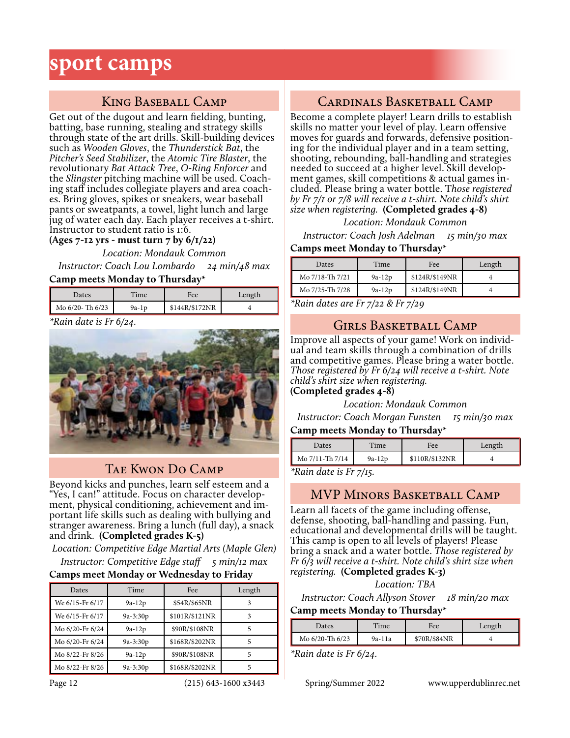# sport camps

## King Baseball Camp

Get out of the dugout and learn fielding, bunting, batting, base running, stealing and strategy skills through state of the art drills. Skill-building devices such as *Wooden Gloves*, the *Thunderstick Bat*, the *Pitcher's Seed Stabilizer*, the *Atomic Tire Blaster*, the revolutionary *Bat Attack Tree*, *O-Ring Enforcer* and the *Slingster* pitching machine will be used. Coaching staff includes collegiate players and area coaches. Bring gloves, spikes or sneakers, wear baseball pants or sweatpants, a towel, light lunch and large jug of water each day. Each player receives a t-shirt. Instructor to student ratio is 1:6.
**(Ages 7-12 yrs - must turn 7 by 6/1/22)**

*Location: Mondauk Common*

*Instructor: Coach Lou Lombardo     24 min/48 max*

**Camp meets Monday to Thursday***

| Dates | Time | Fee | Length |
|---|---|---|---|
| Mo 6/20- Th 6/23 | 9a-1p | $144R/$172NR | 4 |

**Rain date is Fr 6/24.*

## Tae Kwon Do Camp

Beyond kicks and punches, learn self esteem and a "Yes, I can!" attitude. Focus on character development, physical conditioning, achievement and important life skills such as dealing with bullying and stranger awareness. Bring a lunch (full day), a snack and drink. **(Completed grades K-5)**

*Location: Competitive Edge Martial Arts (Maple Glen)*

*Instructor: Competitive Edge staff     5 min/12 max*

**Camps meet Monday or Wednesday to Friday**

| Dates | Time | Fee | Length |
|---|---|---|---|
| We 6/15-Fr 6/17 | 9a-12p | $54R/$65NR | 3 |
| We 6/15-Fr 6/17 | 9a-3:30p | $101R/$121NR | 3 |
| Mo 6/20-Fr 6/24 | 9a-12p | $90R/$108NR | 5 |
| Mo 6/20-Fr 6/24 | 9a-3:30p | $168R/$202NR | 5 |
| Mo 8/22-Fr 8/26 | 9a-12p | $90R/$108NR | 5 |
| Mo 8/22-Fr 8/26 | 9a-3:30p | $168R/$202NR | 5 |

## Cardinals Basketball Camp

Become a complete player! Learn drills to establish skills no matter your level of play. Learn offensive moves for guards and forwards, defensive positioning for the individual player and in a team setting, shooting, rebounding, ball-handling and strategies needed to succeed at a higher level. Skill development games, skill competitions & actual games included. Please bring a water bottle. T*hose registered by Fr 7/1 or 7/8 will receive a t-shirt. Note child's shirt size when registering.* **(Completed grades 4-8)**

*Location: Mondauk Common*

*Instructor: Coach Josh Adelman     15 min/30 max*

**Camps meet Monday to Thursday***

| Dates | Time | Fee | Length |
|---|---|---|---|
| Mo 7/18-Th 7/21 | 9a-12p | $124R/$149NR | 4 |
| Mo 7/25-Th 7/28 | 9a-12p | $124R/$149NR | 4 |

**Rain dates are Fr 7/22 & Fr 7/29*

## Girls Basketball Camp

Improve all aspects of your game! Work on individual and team skills through a combination of drills and competitive games. Please bring a water bottle. *Those registered by Fr 6/24 will receive a t-shirt. Note child's shirt size when registering.*
**(Completed grades 4-8)**

*Location: Mondauk Common*

*Instructor: Coach Morgan Funsten     15 min/30 max*

**Camp meets Monday to Thursday***

| Dates | Time | Fee | Length |
|---|---|---|---|
| Mo 7/11-Th 7/14 | 9a-12p | $110R/$132NR | 4 |

**Rain date is Fr 7/15.*

## MVP Minors Basketball Camp

Learn all facets of the game including offense, defense, shooting, ball-handling and passing. Fun, educational and developmental drills will be taught. This camp is open to all levels of players! Please bring a snack and a water bottle. *Those registered by Fr 6/3 will receive a t-shirt. Note child's shirt size when registering.* **(Completed grades K-3)**

*Location: TBA*

*Instructor: Coach Allyson Stover     18 min/20 max*

**Camp meets Monday to Thursday***

| Dates | Time | Fee | Length |
|---|---|---|---|
| Mo 6/20-Th 6/23 | 9a-11a | $70R/$84NR | 4 |

**Rain date is Fr 6/24.*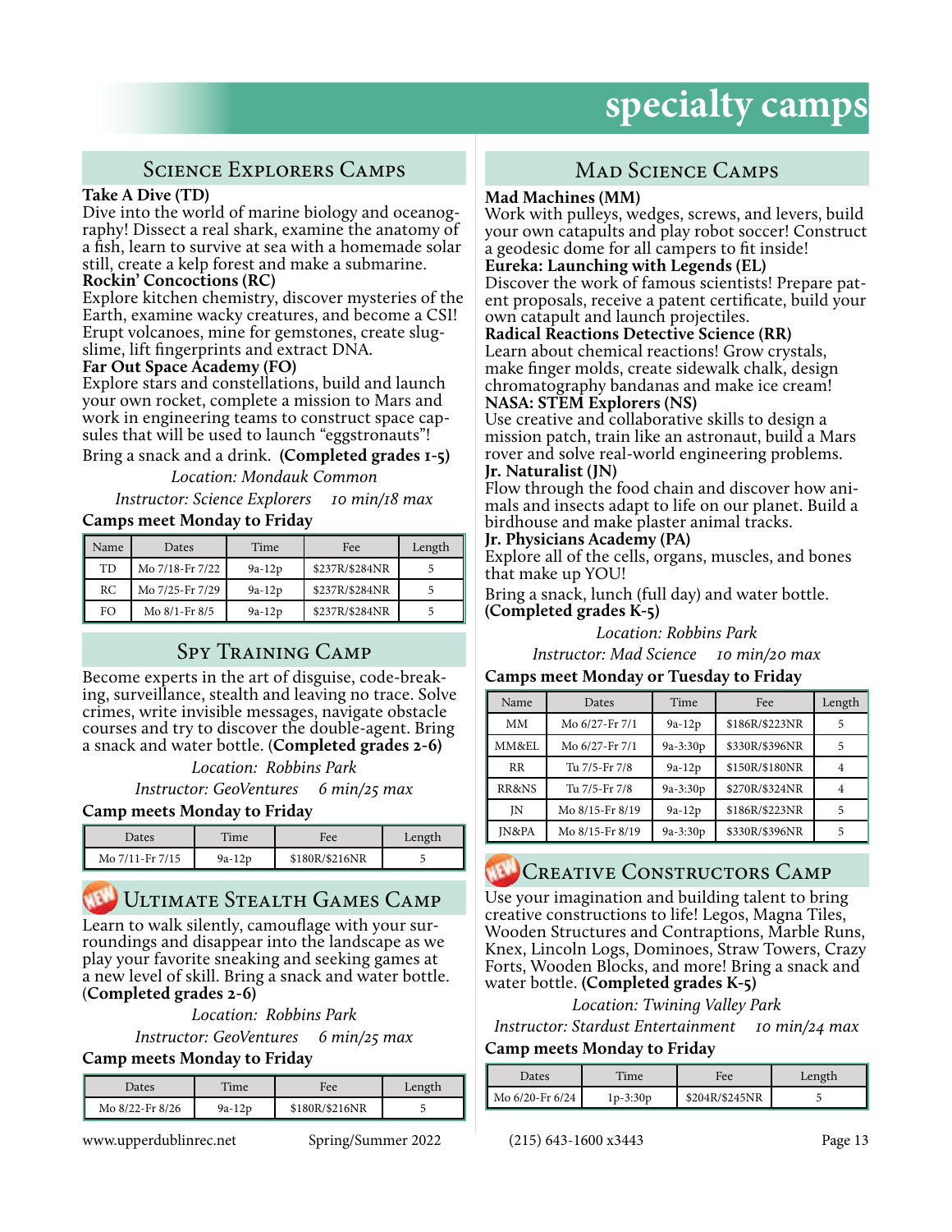# specialty camps

## Science Explorers Camps

**Take A Dive (TD)**
Dive into the world of marine biology and oceanography! Dissect a real shark, examine the anatomy of a fish, learn to survive at sea with a homemade solar still, create a kelp forest and make a submarine.

**Rockin' Concoctions (RC)**
Explore kitchen chemistry, discover mysteries of the Earth, examine wacky creatures, and become a CSI! Erupt volcanoes, mine for gemstones, create slug-slime, lift fingerprints and extract DNA.

**Far Out Space Academy (FO)**
Explore stars and constellations, build and launch your own rocket, complete a mission to Mars and work in engineering teams to construct space capsules that will be used to launch "eggstronauts"!

Bring a snack and a drink. **(Completed grades 1-5)**

*Location: Mondauk Common*

*Instructor: Science Explorers 10 min/18 max*

**Camps meet Monday to Friday**

| Name | Dates | Time | Fee | Length |
|---|---|---|---|---|
| TD | Mo 7/18-Fr 7/22 | 9a-12p | $237R/$284NR | 5 |
| RC | Mo 7/25-Fr 7/29 | 9a-12p | $237R/$284NR | 5 |
| FO | Mo 8/1-Fr 8/5 | 9a-12p | $237R/$284NR | 5 |

## Spy Training Camp

Become experts in the art of disguise, code-breaking, surveillance, stealth and leaving no trace. Solve crimes, write invisible messages, navigate obstacle courses and try to discover the double-agent. Bring a snack and water bottle. (**Completed grades 2-6)**

*Location: Robbins Park*

*Instructor: GeoVentures 6 min/25 max*

**Camp meets Monday to Friday**

| Dates | Time | Fee | Length |
|---|---|---|---|
| Mo 7/11-Fr 7/15 | 9a-12p | $180R/$216NR | 5 |

## NEW Ultimate Stealth Games Camp

Learn to walk silently, camouflage with your surroundings and disappear into the landscape as we play your favorite sneaking and seeking games at a new level of skill. Bring a snack and water bottle. (**Completed grades 2-6)**

*Location: Robbins Park*

*Instructor: GeoVentures 6 min/25 max*

**Camp meets Monday to Friday**

| Dates | Time | Fee | Length |
|---|---|---|---|
| Mo 8/22-Fr 8/26 | 9a-12p | $180R/$216NR | 5 |

## Mad Science Camps

**Mad Machines (MM)**
Work with pulleys, wedges, screws, and levers, build your own catapults and play robot soccer! Construct a geodesic dome for all campers to fit inside!

**Eureka: Launching with Legends (EL)**
Discover the work of famous scientists! Prepare patent proposals, receive a patent certificate, build your own catapult and launch projectiles.

**Radical Reactions Detective Science (RR)**
Learn about chemical reactions! Grow crystals, make finger molds, create sidewalk chalk, design chromatography bandanas and make ice cream!

**NASA: STEM Explorers (NS)**
Use creative and collaborative skills to design a mission patch, train like an astronaut, build a Mars rover and solve real-world engineering problems.

**Jr. Naturalist (JN)**
Flow through the food chain and discover how animals and insects adapt to life on our planet. Build a birdhouse and make plaster animal tracks.

**Jr. Physicians Academy (PA)**
Explore all of the cells, organs, muscles, and bones that make up YOU!

Bring a snack, lunch (full day) and water bottle. **(Completed grades K-5)**

*Location: Robbins Park*

*Instructor: Mad Science 10 min/20 max*

**Camps meet Monday or Tuesday to Friday**

| Name | Dates | Time | Fee | Length |
|---|---|---|---|---|
| MM | Mo 6/27-Fr 7/1 | 9a-12p | $186R/$223NR | 5 |
| MM&EL | Mo 6/27-Fr 7/1 | 9a-3:30p | $330R/$396NR | 5 |
| RR | Tu 7/5-Fr 7/8 | 9a-12p | $150R/$180NR | 4 |
| RR&NS | Tu 7/5-Fr 7/8 | 9a-3:30p | $270R/$324NR | 4 |
| JN | Mo 8/15-Fr 8/19 | 9a-12p | $186R/$223NR | 5 |
| JN&PA | Mo 8/15-Fr 8/19 | 9a-3:30p | $330R/$396NR | 5 |

## NEW Creative Constructors Camp

Use your imagination and building talent to bring creative constructions to life! Legos, Magna Tiles, Wooden Structures and Contraptions, Marble Runs, Knex, Lincoln Logs, Dominoes, Straw Towers, Crazy Forts, Wooden Blocks, and more! Bring a snack and water bottle. **(Completed grades K-5)**

*Location: Twining Valley Park*

*Instructor: Stardust Entertainment 10 min/24 max*

**Camp meets Monday to Friday**

| Dates | Time | Fee | Length |
|---|---|---|---|
| Mo 6/20-Fr 6/24 | 1p-3:30p | $204R/$245NR | 5 |

www.upperdublinrec.net Spring/Summer 2022 (215) 643-1600 x3443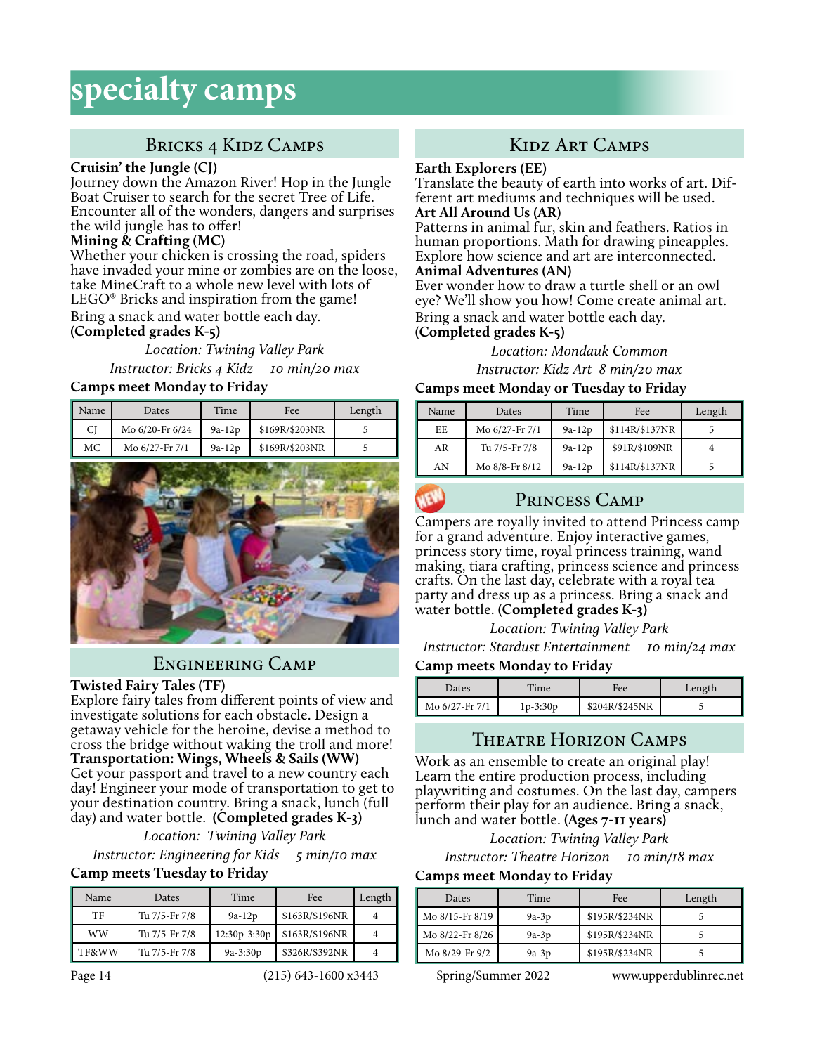# specialty camps

## Bricks 4 Kidz Camps

**Cruisin' the Jungle (CJ)**
Journey down the Amazon River! Hop in the Jungle Boat Cruiser to search for the secret Tree of Life. Encounter all of the wonders, dangers and surprises the wild jungle has to offer!

**Mining & Crafting (MC)**
Whether your chicken is crossing the road, spiders have invaded your mine or zombies are on the loose, take MineCraft to a whole new level with lots of LEGO® Bricks and inspiration from the game!

Bring a snack and water bottle each day.
**(Completed grades K-5)**

*Location: Twining Valley Park*

*Instructor: Bricks 4 Kidz 10 min/20 max*

**Camps meet Monday to Friday**

| Name | Dates | Time | Fee | Length |
|---|---|---|---|---|
| CJ | Mo 6/20-Fr 6/24 | 9a-12p | $169R/$203NR | 5 |
| MC | Mo 6/27-Fr 7/1 | 9a-12p | $169R/$203NR | 5 |

## Engineering Camp

**Twisted Fairy Tales (TF)**
Explore fairy tales from different points of view and investigate solutions for each obstacle. Design a getaway vehicle for the heroine, devise a method to cross the bridge without waking the troll and more!

**Transportation: Wings, Wheels & Sails (WW)**
Get your passport and travel to a new country each day! Engineer your mode of transportation to get to your destination country. Bring a snack, lunch (full day) and water bottle. **(Completed grades K-3)**

*Location: Twining Valley Park*

*Instructor: Engineering for Kids 5 min/10 max*

**Camp meets Tuesday to Friday**

| Name | Dates | Time | Fee | Length |
|---|---|---|---|---|
| TF | Tu 7/5-Fr 7/8 | 9a-12p | $163R/$196NR | 4 |
| WW | Tu 7/5-Fr 7/8 | 12:30p-3:30p | $163R/$196NR | 4 |
| TF&WW | Tu 7/5-Fr 7/8 | 9a-3:30p | $326R/$392NR | 4 |

## Kidz Art Camps

**Earth Explorers (EE)**
Translate the beauty of earth into works of art. Different art mediums and techniques will be used.

**Art All Around Us (AR)**
Patterns in animal fur, skin and feathers. Ratios in human proportions. Math for drawing pineapples. Explore how science and art are interconnected.

**Animal Adventures (AN)**
Ever wonder how to draw a turtle shell or an owl eye? We'll show you how! Come create animal art.

Bring a snack and water bottle each day.
**(Completed grades K-5)**

*Location: Mondauk Common*

*Instructor: Kidz Art 8 min/20 max*

**Camps meet Monday or Tuesday to Friday**

| Name | Dates | Time | Fee | Length |
|---|---|---|---|---|
| EE | Mo 6/27-Fr 7/1 | 9a-12p | $114R/$137NR | 5 |
| AR | Tu 7/5-Fr 7/8 | 9a-12p | $91R/$109NR | 4 |
| AN | Mo 8/8-Fr 8/12 | 9a-12p | $114R/$137NR | 5 |

## Princess Camp

NEW

Campers are royally invited to attend Princess camp for a grand adventure. Enjoy interactive games, princess story time, royal princess training, wand making, tiara crafting, princess science and princess crafts. On the last day, celebrate with a royal tea party and dress up as a princess. Bring a snack and water bottle. **(Completed grades K-3)**

*Location: Twining Valley Park*

*Instructor: Stardust Entertainment 10 min/24 max*

**Camp meets Monday to Friday**

| Dates | Time | Fee | Length |
|---|---|---|---|
| Mo 6/27-Fr 7/1 | 1p-3:30p | $204R/$245NR | 5 |

## Theatre Horizon Camps

Work as an ensemble to create an original play! Learn the entire production process, including playwriting and costumes. On the last day, campers perform their play for an audience. Bring a snack, lunch and water bottle. **(Ages 7-11 years)**

*Location: Twining Valley Park*

*Instructor: Theatre Horizon 10 min/18 max*

**Camps meet Monday to Friday**

| Dates | Time | Fee | Length |
|---|---|---|---|
| Mo 8/15-Fr 8/19 | 9a-3p | $195R/$234NR | 5 |
| Mo 8/22-Fr 8/26 | 9a-3p | $195R/$234NR | 5 |
| Mo 8/29-Fr 9/2 | 9a-3p | $195R/$234NR | 5 |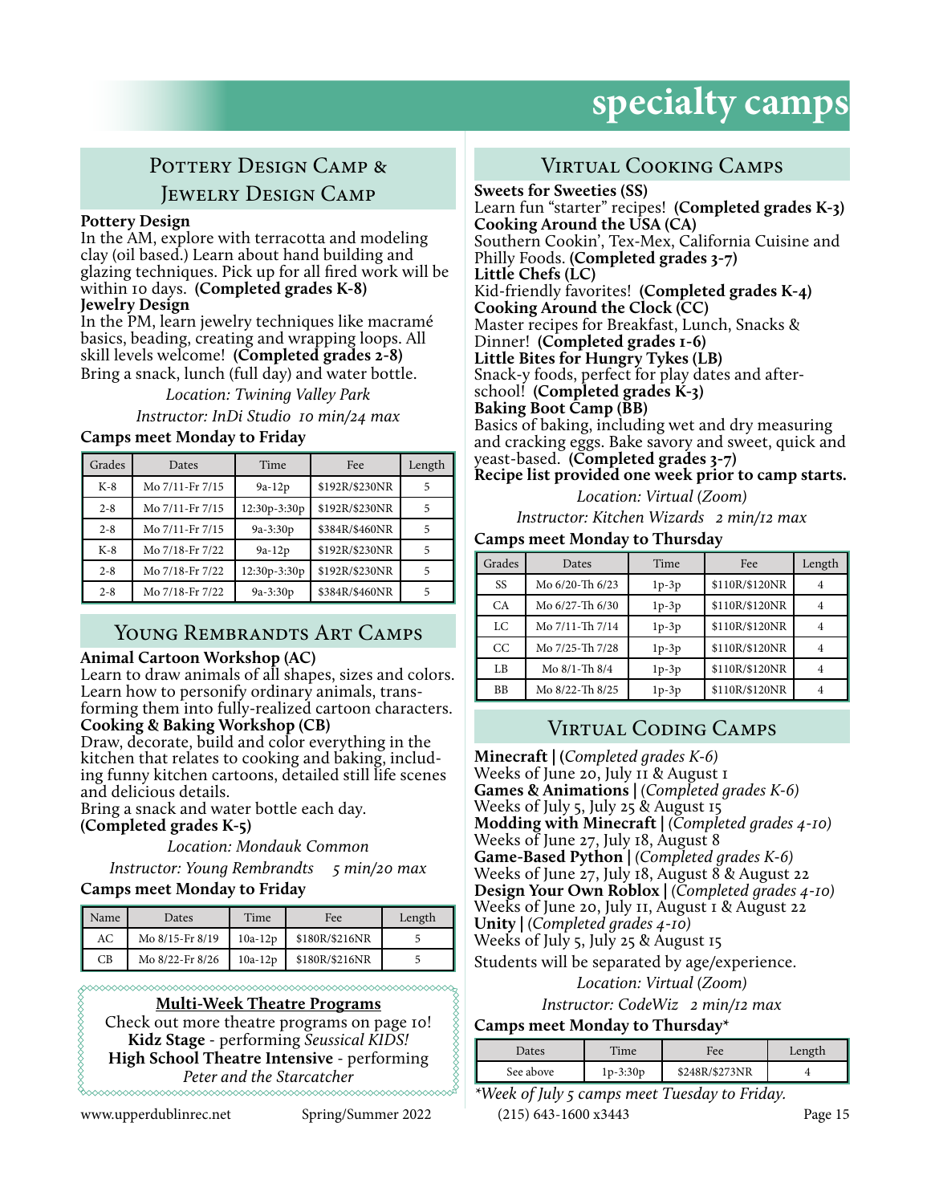# specialty camps

## Pottery Design Camp & Jewelry Design Camp

**Pottery Design**
In the AM, explore with terracotta and modeling clay (oil based.) Learn about hand building and glazing techniques. Pick up for all fired work will be within 10 days. **(Completed grades K-8)**

**Jewelry Design**
In the PM, learn jewelry techniques like macramé basics, beading, creating and wrapping loops. All skill levels welcome! **(Completed grades 2-8)**
Bring a snack, lunch (full day) and water bottle.

*Location: Twining Valley Park*

*Instructor: InDi Studio 10 min/24 max*

**Camps meet Monday to Friday**

| Grades | Dates | Time | Fee | Length |
|---|---|---|---|---|
| K-8 | Mo 7/11-Fr 7/15 | 9a-12p | $192R/$230NR | 5 |
| 2-8 | Mo 7/11-Fr 7/15 | 12:30p-3:30p | $192R/$230NR | 5 |
| 2-8 | Mo 7/11-Fr 7/15 | 9a-3:30p | $384R/$460NR | 5 |
| K-8 | Mo 7/18-Fr 7/22 | 9a-12p | $192R/$230NR | 5 |
| 2-8 | Mo 7/18-Fr 7/22 | 12:30p-3:30p | $192R/$230NR | 5 |
| 2-8 | Mo 7/18-Fr 7/22 | 9a-3:30p | $384R/$460NR | 5 |

## Young Rembrandts Art Camps

**Animal Cartoon Workshop (AC)**
Learn to draw animals of all shapes, sizes and colors. Learn how to personify ordinary animals, transforming them into fully-realized cartoon characters.

**Cooking & Baking Workshop (CB)**
Draw, decorate, build and color everything in the kitchen that relates to cooking and baking, including funny kitchen cartoons, detailed still life scenes and delicious details.
Bring a snack and water bottle each day.
**(Completed grades K-5)**

*Location: Mondauk Common*

*Instructor: Young Rembrandts 5 min/20 max*

**Camps meet Monday to Friday**

| Name | Dates | Time | Fee | Length |
|---|---|---|---|---|
| AC | Mo 8/15-Fr 8/19 | 10a-12p | $180R/$216NR | 5 |
| CB | Mo 8/22-Fr 8/26 | 10a-12p | $180R/$216NR | 5 |

**Multi-Week Theatre Programs**
Check out more theatre programs on page 10!
**Kidz Stage** - performing *Seussical KIDS!*
**High School Theatre Intensive** - performing *Peter and the Starcatcher*

## Virtual Cooking Camps

**Sweets for Sweeties (SS)**
Learn fun "starter" recipes! **(Completed grades K-3)**

**Cooking Around the USA (CA)**
Southern Cookin', Tex-Mex, California Cuisine and Philly Foods. **(Completed grades 3-7)**

**Little Chefs (LC)**
Kid-friendly favorites! **(Completed grades K-4)**

**Cooking Around the Clock (CC)**
Master recipes for Breakfast, Lunch, Snacks & Dinner! **(Completed grades 1-6)**

**Little Bites for Hungry Tykes (LB)**
Snack-y foods, perfect for play dates and after-school! **(Completed grades K-3)**

**Baking Boot Camp (BB)**
Basics of baking, including wet and dry measuring and cracking eggs. Bake savory and sweet, quick and yeast-based. **(Completed grades 3-7)**

**Recipe list provided one week prior to camp starts.**

*Location: Virtual (Zoom)*

*Instructor: Kitchen Wizards 2 min/12 max*

**Camps meet Monday to Thursday**

| Grades | Dates | Time | Fee | Length |
|---|---|---|---|---|
| SS | Mo 6/20-Th 6/23 | 1p-3p | $110R/$120NR | 4 |
| CA | Mo 6/27-Th 6/30 | 1p-3p | $110R/$120NR | 4 |
| LC | Mo 7/11-Th 7/14 | 1p-3p | $110R/$120NR | 4 |
| CC | Mo 7/25-Th 7/28 | 1p-3p | $110R/$120NR | 4 |
| LB | Mo 8/1-Th 8/4 | 1p-3p | $110R/$120NR | 4 |
| BB | Mo 8/22-Th 8/25 | 1p-3p | $110R/$120NR | 4 |

## Virtual Coding Camps

**Minecraft |** (*Completed grades K-6)*
Weeks of June 20, July 11 & August 1

**Games & Animations |** *(Completed grades K-6)*
Weeks of July 5, July 25 & August 15

**Modding with Minecraft |** *(Completed grades 4-10)*
Weeks of June 27, July 18, August 8

**Game-Based Python |** *(Completed grades K-6)*
Weeks of June 27, July 18, August 8 & August 22

**Design Your Own Roblox |** *(Completed grades 4-10)*
Weeks of June 20, July 11, August 1 & August 22

**Unity |** *(Completed grades 4-10)*
Weeks of July 5, July 25 & August 15

Students will be separated by age/experience.

*Location: Virtual (Zoom)*

*Instructor: CodeWiz 2 min/12 max*

**Camps meet Monday to Thursday***

| Dates | Time | Fee | Length |
|---|---|---|---|
| See above | 1p-3:30p | $248R/$273NR | 4 |

*\*Week of July 5 camps meet Tuesday to Friday.*

www.upperdublinrec.net Spring/Summer 2022 (215) 643-1600 x3443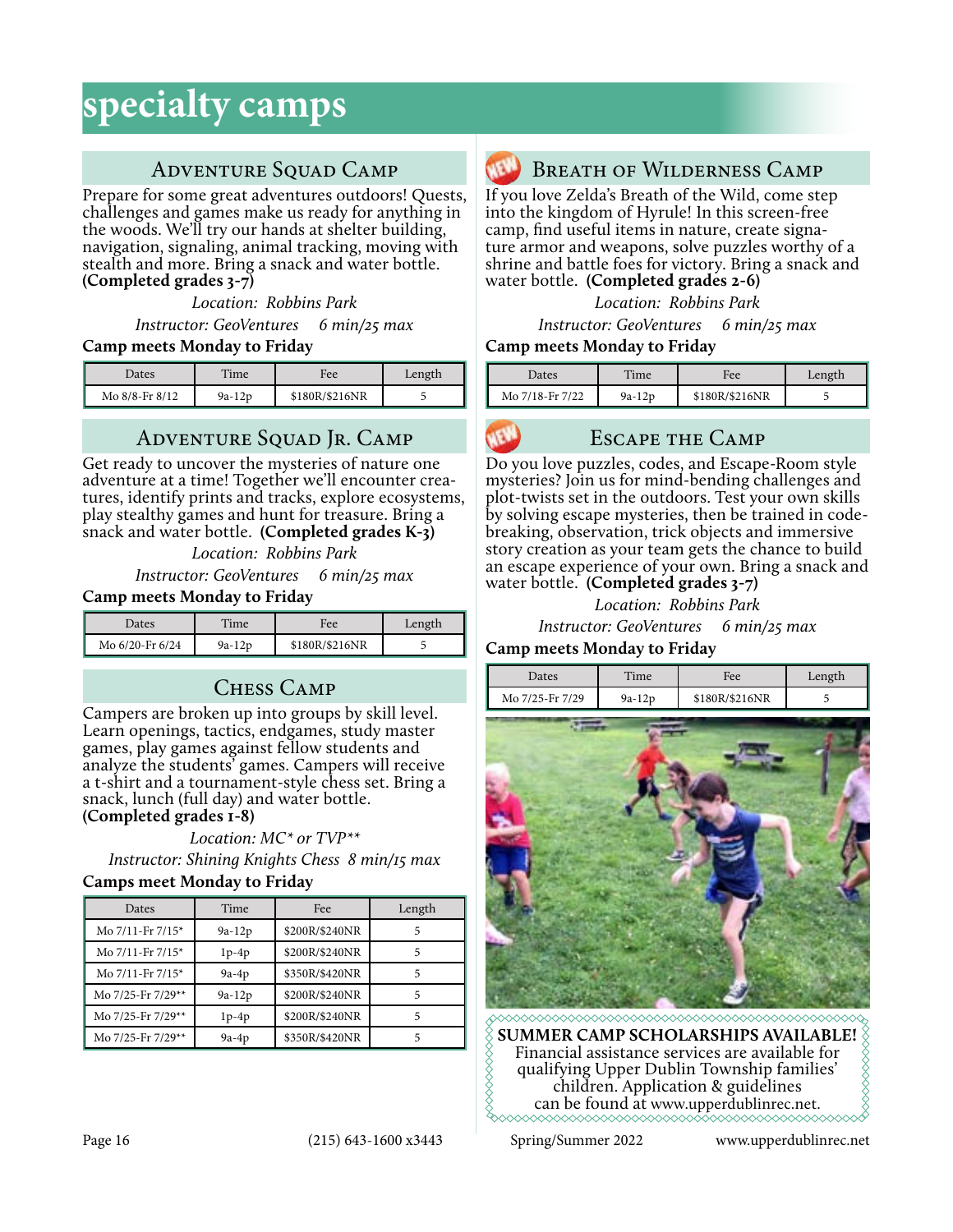# specialty camps

## Adventure Squad Camp

Prepare for some great adventures outdoors! Quests, challenges and games make us ready for anything in the woods. We'll try our hands at shelter building, navigation, signaling, animal tracking, moving with stealth and more. Bring a snack and water bottle. **(Completed grades 3-7)**

*Location: Robbins Park*

*Instructor: GeoVentures 6 min/25 max*

**Camp meets Monday to Friday**

| Dates | Time | Fee | Length |
|---|---|---|---|
| Mo 8/8-Fr 8/12 | 9a-12p | $180R/$216NR | 5 |

## Adventure Squad Jr. Camp

Get ready to uncover the mysteries of nature one adventure at a time! Together we'll encounter creatures, identify prints and tracks, explore ecosystems, play stealthy games and hunt for treasure. Bring a snack and water bottle. **(Completed grades K-3)**

*Location: Robbins Park*

*Instructor: GeoVentures 6 min/25 max*

**Camp meets Monday to Friday**

| Dates | Time | Fee | Length |
|---|---|---|---|
| Mo 6/20-Fr 6/24 | 9a-12p | $180R/$216NR | 5 |

## Chess Camp

Campers are broken up into groups by skill level. Learn openings, tactics, endgames, study master games, play games against fellow students and analyze the students' games. Campers will receive a t-shirt and a tournament-style chess set. Bring a snack, lunch (full day) and water bottle. **(Completed grades 1-8)**

*Location: MC* or TVP***

*Instructor: Shining Knights Chess 8 min/15 max*

**Camps meet Monday to Friday**

| Dates | Time | Fee | Length |
|---|---|---|---|
| Mo 7/11-Fr 7/15* | 9a-12p | $200R/$240NR | 5 |
| Mo 7/11-Fr 7/15* | 1p-4p | $200R/$240NR | 5 |
| Mo 7/11-Fr 7/15* | 9a-4p | $350R/$420NR | 5 |
| Mo 7/25-Fr 7/29** | 9a-12p | $200R/$240NR | 5 |
| Mo 7/25-Fr 7/29** | 1p-4p | $200R/$240NR | 5 |
| Mo 7/25-Fr 7/29** | 9a-4p | $350R/$420NR | 5 |

## NEW Breath of Wilderness Camp

If you love Zelda's Breath of the Wild, come step into the kingdom of Hyrule! In this screen-free camp, find useful items in nature, create signature armor and weapons, solve puzzles worthy of a shrine and battle foes for victory. Bring a snack and water bottle. **(Completed grades 2-6)**

*Location: Robbins Park*

*Instructor: GeoVentures 6 min/25 max*

**Camp meets Monday to Friday**

| Dates | Time | Fee | Length |
|---|---|---|---|
| Mo 7/18-Fr 7/22 | 9a-12p | $180R/$216NR | 5 |

## NEW Escape the Camp

Do you love puzzles, codes, and Escape-Room style mysteries? Join us for mind-bending challenges and plot-twists set in the outdoors. Test your own skills by solving escape mysteries, then be trained in code-breaking, observation, trick objects and immersive story creation as your team gets the chance to build an escape experience of your own. Bring a snack and water bottle. **(Completed grades 3-7)**

*Location: Robbins Park*

*Instructor: GeoVentures 6 min/25 max*

**Camp meets Monday to Friday**

| Dates | Time | Fee | Length |
|---|---|---|---|
| Mo 7/25-Fr 7/29 | 9a-12p | $180R/$216NR | 5 |

**SUMMER CAMP SCHOLARSHIPS AVAILABLE!**
Financial assistance services are available for qualifying Upper Dublin Township families' children. Application & guidelines can be found at www.upperdublinrec.net.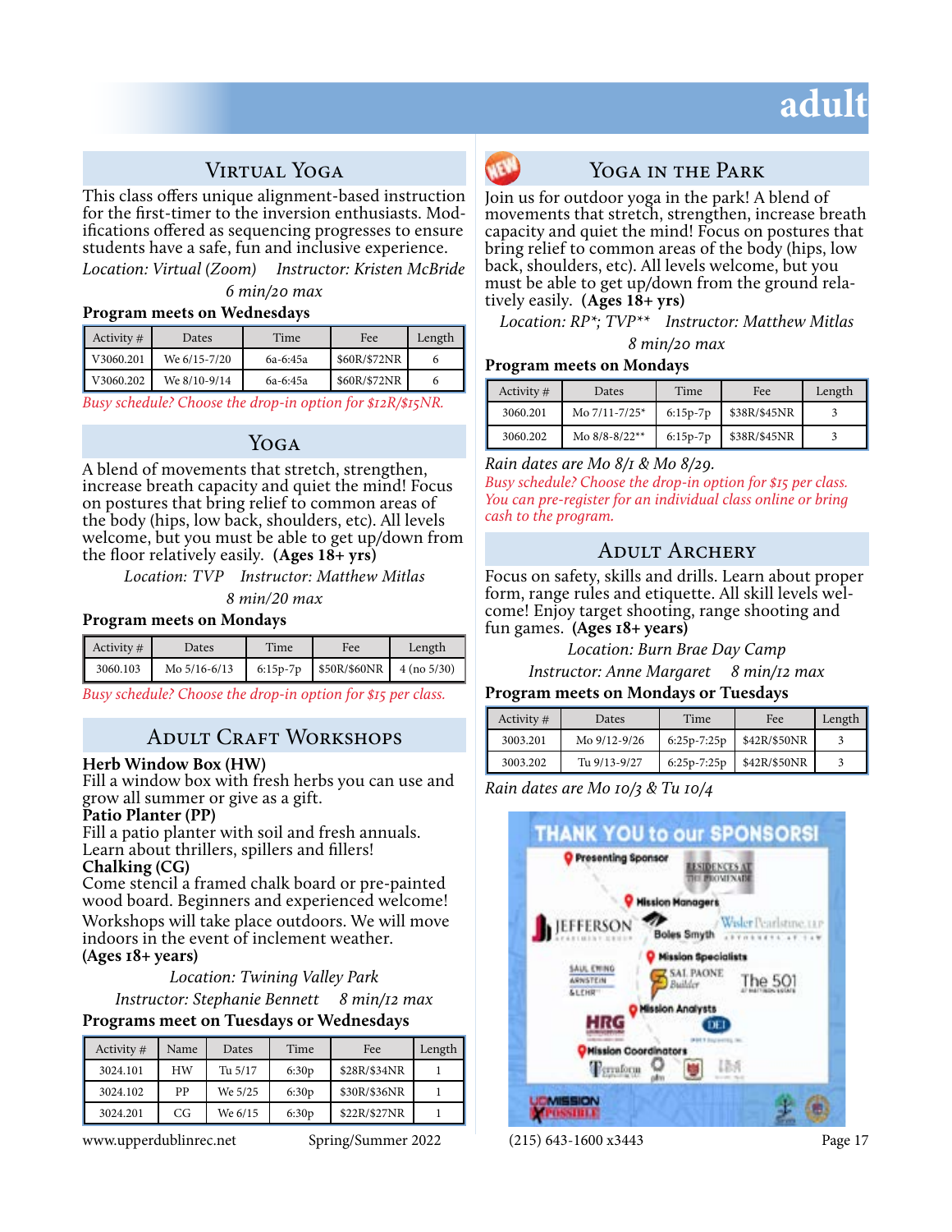# adult

## Virtual Yoga

This class offers unique alignment-based instruction for the first-timer to the inversion enthusiasts. Modifications offered as sequencing progresses to ensure students have a safe, fun and inclusive experience.

*Location: Virtual (Zoom) Instructor: Kristen McBride*

*6 min/20 max*

**Program meets on Wednesdays**

| Activity # | Dates | Time | Fee | Length |
|---|---|---|---|---|
| V3060.201 | We 6/15-7/20 | 6a-6:45a | $60R/$72NR | 6 |
| V3060.202 | We 8/10-9/14 | 6a-6:45a | $60R/$72NR | 6 |

*Busy schedule? Choose the drop-in option for $12R/$15NR.*

## Yoga

A blend of movements that stretch, strengthen, increase breath capacity and quiet the mind! Focus on postures that bring relief to common areas of the body (hips, low back, shoulders, etc). All levels welcome, but you must be able to get up/down from the floor relatively easily. **(Ages 18+ yrs)**

*Location: TVP Instructor: Matthew Mitlas*

*8 min/20 max*

**Program meets on Mondays**

| Activity # | Dates | Time | Fee | Length |
|---|---|---|---|---|
| 3060.103 | Mo 5/16-6/13 | 6:15p-7p | $50R/$60NR | 4 (no 5/30) |

*Busy schedule? Choose the drop-in option for $15 per class.*

## Adult Craft Workshops

**Herb Window Box (HW)**
Fill a window box with fresh herbs you can use and grow all summer or give as a gift.

**Patio Planter (PP)**
Fill a patio planter with soil and fresh annuals. Learn about thrillers, spillers and fillers!

**Chalking (CG)**
Come stencil a framed chalk board or pre-painted wood board. Beginners and experienced welcome!

Workshops will take place outdoors. We will move indoors in the event of inclement weather.
**(Ages 18+ years)**

*Location: Twining Valley Park*

*Instructor: Stephanie Bennett 8 min/12 max*

**Programs meet on Tuesdays or Wednesdays**

| Activity # | Name | Dates | Time | Fee | Length |
|---|---|---|---|---|---|
| 3024.101 | HW | Tu 5/17 | 6:30p | $28R/$34NR | 1 |
| 3024.102 | PP | We 5/25 | 6:30p | $30R/$36NR | 1 |
| 3024.201 | CG | We 6/15 | 6:30p | $22R/$27NR | 1 |

## NEW Yoga in the Park

Join us for outdoor yoga in the park! A blend of movements that stretch, strengthen, increase breath capacity and quiet the mind! Focus on postures that bring relief to common areas of the body (hips, low back, shoulders, etc). All levels welcome, but you must be able to get up/down from the ground relatively easily. **(Ages 18+ yrs)**

*Location: RP*; TVP** Instructor: Matthew Mitlas*

*8 min/20 max*

**Program meets on Mondays**

| Activity # | Dates | Time | Fee | Length |
|---|---|---|---|---|
| 3060.201 | Mo 7/11-7/25* | 6:15p-7p | $38R/$45NR | 3 |
| 3060.202 | Mo 8/8-8/22** | 6:15p-7p | $38R/$45NR | 3 |

*Rain dates are Mo 8/1 & Mo 8/29.*

*Busy schedule? Choose the drop-in option for $15 per class. You can pre-register for an individual class online or bring cash to the program.*

## Adult Archery

Focus on safety, skills and drills. Learn about proper form, range rules and etiquette. All skill levels welcome! Enjoy target shooting, range shooting and fun games. **(Ages 18+ years)**

*Location: Burn Brae Day Camp*

*Instructor: Anne Margaret 8 min/12 max*

**Program meets on Mondays or Tuesdays**

| Activity # | Dates | Time | Fee | Length |
|---|---|---|---|---|
| 3003.201 | Mo 9/12-9/26 | 6:25p-7:25p | $42R/$50NR | 3 |
| 3003.202 | Tu 9/13-9/27 | 6:25p-7:25p | $42R/$50NR | 3 |

*Rain dates are Mo 10/3 & Tu 10/4*

THANK YOU to our SPONSORS!

Presenting Sponsor: Residences at The Promenade

Mission Managers: Jefferson; Boles Smyth; Wisler Pearlstine, LLP

Mission Specialists: Saul Ewing Arnstein & Lehr; Sal Paone Builder; The 501

Mission Analysts: HRG; DEI

Mission Coordinators: Terraform

UD Mission Possible

www.upperdublinrec.net Spring/Summer 2022 (215) 643-1600 x3443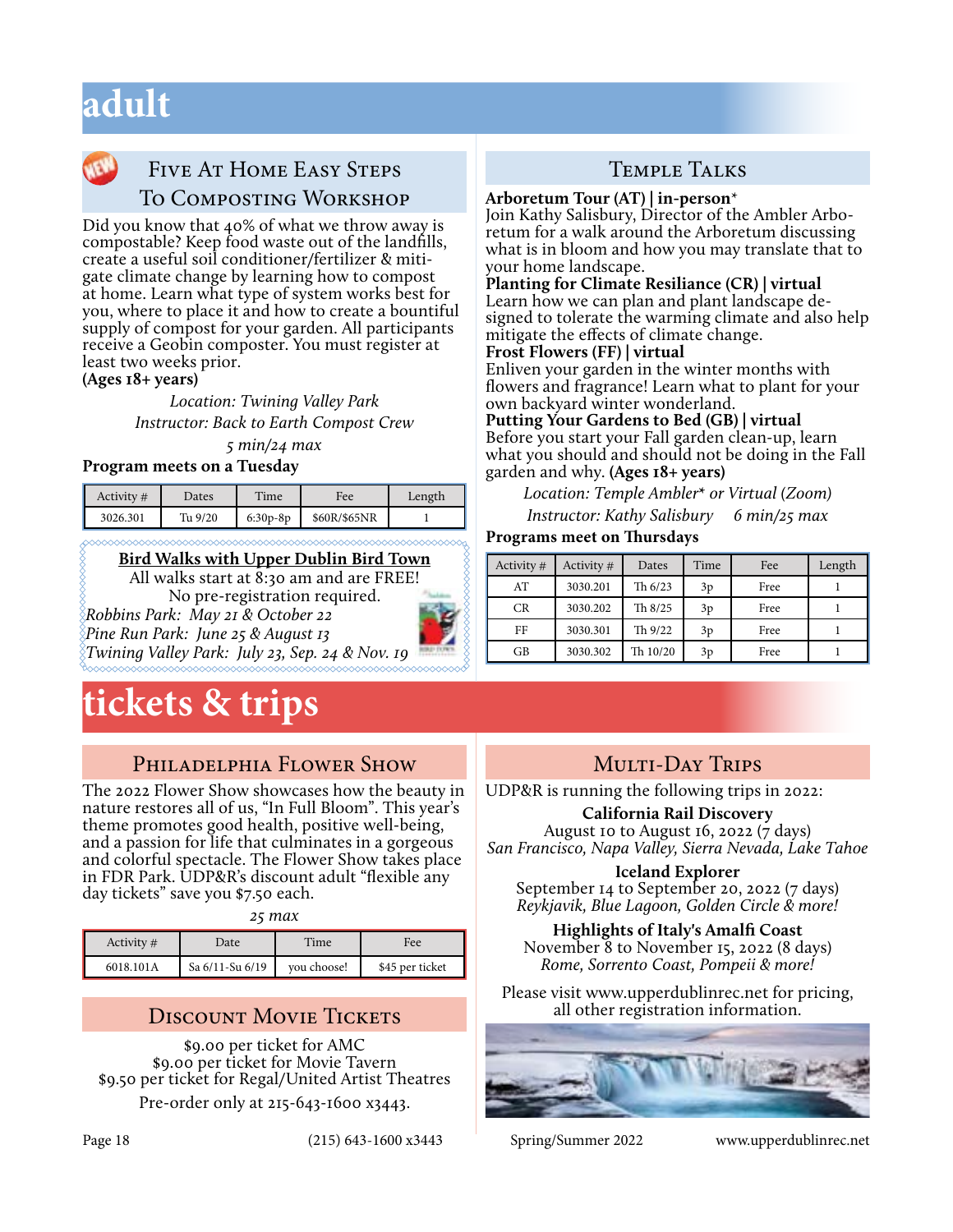# adult

## Five At Home Easy Steps To Composting Workshop

Did you know that 40% of what we throw away is compostable? Keep food waste out of the landfills, create a useful soil conditioner/fertilizer & mitigate climate change by learning how to compost at home. Learn what type of system works best for you, where to place it and how to create a bountiful supply of compost for your garden. All participants receive a Geobin composter. You must register at least two weeks prior.

**(Ages 18+ years)**

*Location: Twining Valley Park*

*Instructor: Back to Earth Compost Crew*

*5 min/24 max*

**Program meets on a Tuesday**

| Activity # | Dates | Time | Fee | Length |
|---|---|---|---|---|
| 3026.301 | Tu 9/20 | 6:30p-8p | $60R/$65NR | 1 |

### Bird Walks with Upper Dublin Bird Town

All walks start at 8:30 am and are FREE!
No pre-registration required.

*Robbins Park: May 21 & October 22*
*Pine Run Park: June 25 & August 13*
*Twining Valley Park: July 23, Sep. 24 & Nov. 19*

## Temple Talks

**Arboretum Tour (AT) | in-person***
Join Kathy Salisbury, Director of the Ambler Arboretum for a walk around the Arboretum discussing what is in bloom and how you may translate that to your home landscape.

**Planting for Climate Resiliance (CR) | virtual**
Learn how we can plan and plant landscape designed to tolerate the warming climate and also help mitigate the effects of climate change.

**Frost Flowers (FF) | virtual**
Enliven your garden in the winter months with flowers and fragrance! Learn what to plant for your own backyard winter wonderland.

**Putting Your Gardens to Bed (GB) | virtual**
Before you start your Fall garden clean-up, learn what you should and should not be doing in the Fall garden and why. **(Ages 18+ years)**

*Location: Temple Ambler* or Virtual (Zoom)*

*Instructor: Kathy Salisbury 6 min/25 max*

**Programs meet on Thursdays**

| Activity # | Activity # | Dates | Time | Fee | Length |
|---|---|---|---|---|---|
| AT | 3030.201 | Th 6/23 | 3p | Free | 1 |
| CR | 3030.202 | Th 8/25 | 3p | Free | 1 |
| FF | 3030.301 | Th 9/22 | 3p | Free | 1 |
| GB | 3030.302 | Th 10/20 | 3p | Free | 1 |

# tickets & trips

## Philadelphia Flower Show

The 2022 Flower Show showcases how the beauty in nature restores all of us, "In Full Bloom". This year's theme promotes good health, positive well-being, and a passion for life that culminates in a gorgeous and colorful spectacle. The Flower Show takes place in FDR Park. UDP&R's discount adult "flexible any day tickets" save you $7.50 each.

*25 max*

| Activity # | Date | Time | Fee |
|---|---|---|---|
| 6018.101A | Sa 6/11-Su 6/19 | you choose! | $45 per ticket |

## Discount Movie Tickets

$9.00 per ticket for AMC
$9.00 per ticket for Movie Tavern
$9.50 per ticket for Regal/United Artist Theatres

Pre-order only at 215-643-1600 x3443.

## Multi-Day Trips

UDP&R is running the following trips in 2022:

**California Rail Discovery**
August 10 to August 16, 2022 (7 days)
*San Francisco, Napa Valley, Sierra Nevada, Lake Tahoe*

**Iceland Explorer**
September 14 to September 20, 2022 (7 days)
*Reykjavik, Blue Lagoon, Golden Circle & more!*

**Highlights of Italy's Amalfi Coast**
November 8 to November 15, 2022 (8 days)
*Rome, Sorrento Coast, Pompeii & more!*

Please visit www.upperdublinrec.net for pricing, all other registration information.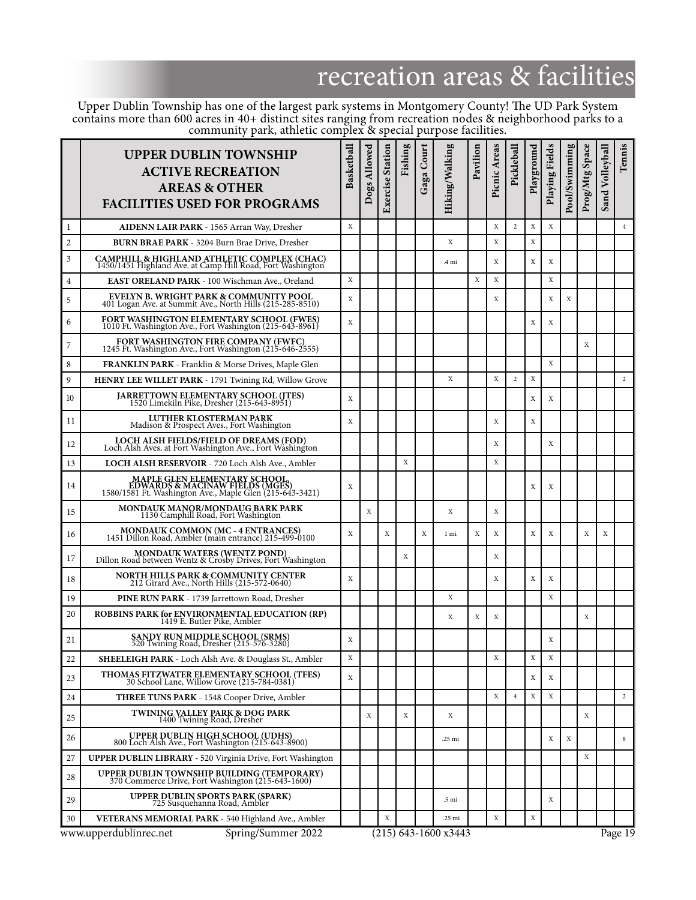# recreation areas & facilities

Upper Dublin Township has one of the largest park systems in Montgomery County! The UD Park System contains more than 600 acres in 40+ distinct sites ranging from recreation nodes & neighborhood parks to a community park, athletic complex & special purpose facilities.

| | UPPER DUBLIN TOWNSHIP ACTIVE RECREATION AREAS & OTHER FACILITIES USED FOR PROGRAMS | Basketball | Dogs Allowed | Exercise Station | Fishing | Gaga Court | Hiking/Walking | Pavilion | Picnic Areas | Pickleball | Playground | Playing Fields | Pool/Swimming | Prog/Mtg Space | Sand Volleyball | Tennis |
|---|---|---|---|---|---|---|---|---|---|---|---|---|---|---|---|---|
| 1 | **AIDENN LAIR PARK** - 1565 Arran Way, Dresher | X | | | | | | | X | 2 | X | X | | | | 4 |
| 2 | **BURN BRAE PARK** - 3204 Burn Brae Drive, Dresher | | | | | | X | | X | | X | | | | | |
| 3 | **CAMPHILL & HIGHLAND ATHLETIC COMPLEX (CHAC)** 1450/1451 Highland Ave. at Camp Hill Road, Fort Washington | | | | | | .4 mi | | X | | X | X | | | | |
| 4 | **EAST ORELAND PARK** - 100 Wischman Ave., Oreland | X | | | | | | X | X | | | X | | | | |
| 5 | **EVELYN B. WRIGHT PARK & COMMUNITY POOL** 401 Logan Ave. at Summit Ave., North Hills (215-285-8510) | X | | | | | | | X | | | X | X | | | |
| 6 | **FORT WASHINGTON ELEMENTARY SCHOOL (FWES)** 1010 Ft. Washington Ave., Fort Washington (215-643-8961) | X | | | | | | | | | X | X | | | | |
| 7 | **FORT WASHINGTON FIRE COMPANY (FWFC)** 1245 Ft. Washington Ave., Fort Washington (215-646-2555) | | | | | | | | | | | | | X | | |
| 8 | **FRANKLIN PARK** - Franklin & Morse Drives, Maple Glen | | | | | | | | | | | X | | | | |
| 9 | **HENRY LEE WILLET PARK** - 1791 Twining Rd, Willow Grove | | | | | | X | | X | 2 | X | | | | | 2 |
| 10 | **JARRETTOWN ELEMENTARY SCHOOL (JTES)** 1520 Limekiln Pike, Dresher (215-643-8951) | X | | | | | | | | | X | X | | | | |
| 11 | **LUTHER KLOSTERMAN PARK** Madison & Prospect Aves., Fort Washington | X | | | | | | | X | | X | | | | | |
| 12 | **LOCH ALSH FIELDS/FIELD OF DREAMS (FOD)** Loch Alsh Aves. at Fort Washington Ave., Fort Washington | | | | | | | | X | | | X | | | | |
| 13 | **LOCH ALSH RESERVOIR** - 720 Loch Alsh Ave., Ambler | | | | X | | | | X | | | | | | | |
| 14 | **MAPLE GLEN ELEMENTARY SCHOOL, EDWARDS & MACINAW FIELDS (MGES)** 1580/1581 Ft. Washington Ave., Maple Glen (215-643-3421) | X | | | | | | | | | X | X | | | | |
| 15 | **MONDAUK MANOR/MONDAUG BARK PARK** 1130 Camphill Road, Fort Washington | | X | | | | X | | X | | | | | | | |
| 16 | **MONDAUK COMMON (MC - 4 ENTRANCES)** 1451 Dillon Road, Ambler (main entrance) 215-499-0100 | X | | X | | X | 1 mi | X | X | | X | X | | X | X | |
| 17 | **MONDAUK WATERS (WENTZ POND)** Dillon Road between Wentz & Crosby Drives, Fort Washington | | | | X | | | | X | | | | | | | |
| 18 | **NORTH HILLS PARK & COMMUNITY CENTER** 212 Girard Ave., North Hills (215-572-0640) | X | | | | | | | X | | X | X | | | | |
| 19 | **PINE RUN PARK** - 1739 Jarrettown Road, Dresher | | | | | | X | | | | | X | | | | |
| 20 | **ROBBINS PARK for ENVIRONMENTAL EDUCATION (RP)** 1419 E. Butler Pike, Ambler | | | | | | X | X | X | | | | | X | | |
| 21 | **SANDY RUN MIDDLE SCHOOL (SRMS)** 520 Twining Road, Dresher (215-576-3280) | X | | | | | | | | | | X | | | | |
| 22 | **SHEELEIGH PARK** - Loch Alsh Ave. & Douglass St., Ambler | X | | | | | | | X | | X | X | | | | |
| 23 | **THOMAS FITZWATER ELEMENTARY SCHOOL (TFES)** 30 School Lane, Willow Grove (215-784-0381) | X | | | | | | | | | X | X | | | | |
| 24 | **THREE TUNS PARK** - 1548 Cooper Drive, Ambler | | | | | | | | X | 4 | X | X | | | | 2 |
| 25 | **TWINING VALLEY PARK & DOG PARK** 1400 Twining Road, Dresher | | X | | X | | X | | | | | | | X | | |
| 26 | **UPPER DUBLIN HIGH SCHOOL (UDHS)** 800 Loch Alsh Ave., Fort Washington (215-643-8900) | | | | | | .25 mi | | | | | X | X | | | 8 |
| 27 | **UPPER DUBLIN LIBRARY** - 520 Virginia Drive, Fort Washington | | | | | | | | | | | | | X | | |
| 28 | **UPPER DUBLIN TOWNSHIP BUILDING (TEMPORARY)** 370 Commerce Drive, Fort Washington (215-643-1600) | | | | | | | | | | | | | | | |
| 29 | **UPPER DUBLIN SPORTS PARK (SPARK)** 725 Susquehanna Road, Ambler | | | | | | .5 mi | | | | | X | | | | |
| 30 | **VETERANS MEMORIAL PARK** - 540 Highland Ave., Ambler | | | X | | | .25 mi | | X | | X | | | | | |

www.upperdublinrec.net Spring/Summer 2022 (215) 643-1600 x3443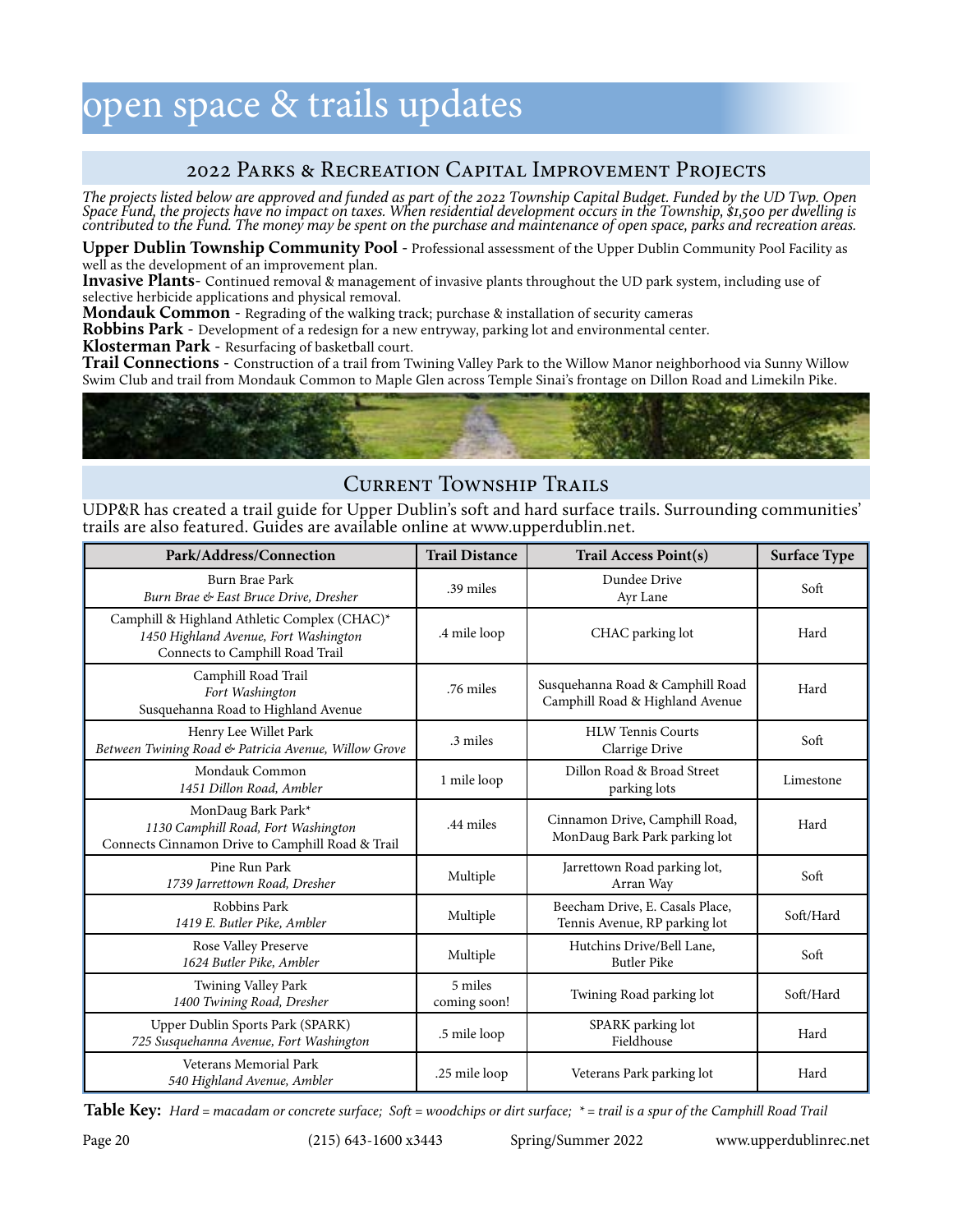# open space & trails updates

## 2022 Parks & Recreation Capital Improvement Projects

*The projects listed below are approved and funded as part of the 2022 Township Capital Budget. Funded by the UD Twp. Open Space Fund, the projects have no impact on taxes. When residential development occurs in the Township, $1,500 per dwelling is contributed to the Fund. The money may be spent on the purchase and maintenance of open space, parks and recreation areas.*

**Upper Dublin Township Community Pool** - Professional assessment of the Upper Dublin Community Pool Facility as well as the development of an improvement plan.

**Invasive Plants**- Continued removal & management of invasive plants throughout the UD park system, including use of selective herbicide applications and physical removal.

**Mondauk Common** - Regrading of the walking track; purchase & installation of security cameras

**Robbins Park** - Development of a redesign for a new entryway, parking lot and environmental center.

**Klosterman Park** - Resurfacing of basketball court.

**Trail Connections** - Construction of a trail from Twining Valley Park to the Willow Manor neighborhood via Sunny Willow Swim Club and trail from Mondauk Common to Maple Glen across Temple Sinai's frontage on Dillon Road and Limekiln Pike.

## Current Township Trails

UDP&R has created a trail guide for Upper Dublin's soft and hard surface trails. Surrounding communities' trails are also featured. Guides are available online at www.upperdublin.net.

| Park/Address/Connection | Trail Distance | Trail Access Point(s) | Surface Type |
|---|---|---|---|
| Burn Brae Park<br>*Burn Brae & East Bruce Drive, Dresher* | .39 miles | Dundee Drive<br>Ayr Lane | Soft |
| Camphill & Highland Athletic Complex (CHAC)*<br>*1450 Highland Avenue, Fort Washington*<br>Connects to Camphill Road Trail | .4 mile loop | CHAC parking lot | Hard |
| Camphill Road Trail<br>*Fort Washington*<br>Susquehanna Road to Highland Avenue | .76 miles | Susquehanna Road & Camphill Road<br>Camphill Road & Highland Avenue | Hard |
| Henry Lee Willet Park<br>*Between Twining Road & Patricia Avenue, Willow Grove* | .3 miles | HLW Tennis Courts<br>Clarrige Drive | Soft |
| Mondauk Common<br>*1451 Dillon Road, Ambler* | 1 mile loop | Dillon Road & Broad Street parking lots | Limestone |
| MonDaug Bark Park*<br>*1130 Camphill Road, Fort Washington*<br>Connects Cinnamon Drive to Camphill Road & Trail | .44 miles | Cinnamon Drive, Camphill Road, MonDaug Bark Park parking lot | Hard |
| Pine Run Park<br>*1739 Jarrettown Road, Dresher* | Multiple | Jarrettown Road parking lot, Arran Way | Soft |
| Robbins Park<br>*1419 E. Butler Pike, Ambler* | Multiple | Beecham Drive, E. Casals Place, Tennis Avenue, RP parking lot | Soft/Hard |
| Rose Valley Preserve<br>*1624 Butler Pike, Ambler* | Multiple | Hutchins Drive/Bell Lane, Butler Pike | Soft |
| Twining Valley Park<br>*1400 Twining Road, Dresher* | 5 miles coming soon! | Twining Road parking lot | Soft/Hard |
| Upper Dublin Sports Park (SPARK)<br>*725 Susquehanna Avenue, Fort Washington* | .5 mile loop | SPARK parking lot<br>Fieldhouse | Hard |
| Veterans Memorial Park<br>*540 Highland Avenue, Ambler* | .25 mile loop | Veterans Park parking lot | Hard |

**Table Key:** *Hard = macadam or concrete surface; Soft = woodchips or dirt surface; * = trail is a spur of the Camphill Road Trail*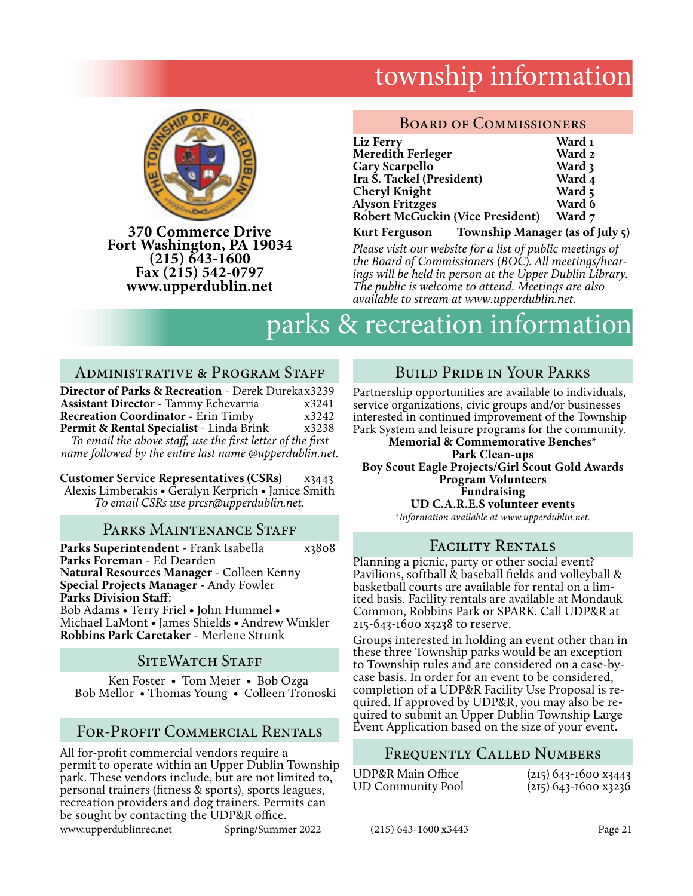# township information

370 Commerce Drive
Fort Washington, PA 19034
(215) 643-1600
Fax (215) 542-0797
www.upperdublin.net

## Board of Commissioners

| | |
|---|---|
| **Liz Ferry** | **Ward 1** |
| **Meredith Ferleger** | **Ward 2** |
| **Gary Scarpello** | **Ward 3** |
| **Ira S. Tackel (President)** | **Ward 4** |
| **Cheryl Knight** | **Ward 5** |
| **Alyson Fritzges** | **Ward 6** |
| **Robert McGuckin (Vice President)** | **Ward 7** |

**Kurt Ferguson** **Township Manager (as of July 5)**

*Please visit our website for a list of public meetings of the Board of Commissioners (BOC). All meetings/hearings will be held in person at the Upper Dublin Library. The public is welcome to attend. Meetings are also available to stream at www.upperdublin.net.*

# parks & recreation information

## Administrative & Program Staff

**Director of Parks & Recreation** - Derek Dureka x3239
**Assistant Director** - Tammy Echevarria x3241
**Recreation Coordinator** - Erin Timby x3242
**Permit & Rental Specialist** - Linda Brink x3238

*To email the above staff, use the first letter of the first name followed by the entire last name @upperdublin.net.*

**Customer Service Representatives (CSRs)** x3443
Alexis Limberakis • Geralyn Kerprich • Janice Smith
*To email CSRs use prcsr@upperdublin.net.*

## Parks Maintenance Staff

**Parks Superintendent** - Frank Isabella x3808
**Parks Foreman** - Ed Dearden
**Natural Resources Manager** - Colleen Kenny
**Special Projects Manager** - Andy Fowler
**Parks Division Staff**:
Bob Adams • Terry Friel • John Hummel • Michael LaMont • James Shields • Andrew Winkler
**Robbins Park Caretaker** - Merlene Strunk

## SiteWatch Staff

Ken Foster • Tom Meier • Bob Ozga
Bob Mellor • Thomas Young • Colleen Tronoski

## For-Profit Commercial Rentals

All for-profit commercial vendors require a permit to operate within an Upper Dublin Township park. These vendors include, but are not limited to, personal trainers (fitness & sports), sports leagues, recreation providers and dog trainers. Permits can be sought by contacting the UDP&R office.

## Build Pride in Your Parks

Partnership opportunities are available to individuals, service organizations, civic groups and/or businesses interested in continued improvement of the Township Park System and leisure programs for the community.

**Memorial & Commemorative Benches***
**Park Clean-ups**
**Boy Scout Eagle Projects/Girl Scout Gold Awards**
**Program Volunteers**
**Fundraising**
**UD C.A.R.E.S volunteer events**

**Information available at www.upperdublin.net.*

## Facility Rentals

Planning a picnic, party or other social event? Pavilions, softball & baseball fields and volleyball & basketball courts are available for rental on a limited basis. Facility rentals are available at Mondauk Common, Robbins Park or SPARK. Call UDP&R at 215-643-1600 x3238 to reserve.

Groups interested in holding an event other than in these three Township parks would be an exception to Township rules and are considered on a case-by-case basis. In order for an event to be considered, completion of a UDP&R Facility Use Proposal is required. If approved by UDP&R, you may also be required to submit an Upper Dublin Township Large Event Application based on the size of your event.

## Frequently Called Numbers

| | |
|---|---|
| UDP&R Main Office | (215) 643-1600 x3443 |
| UD Community Pool | (215) 643-1600 x3236 |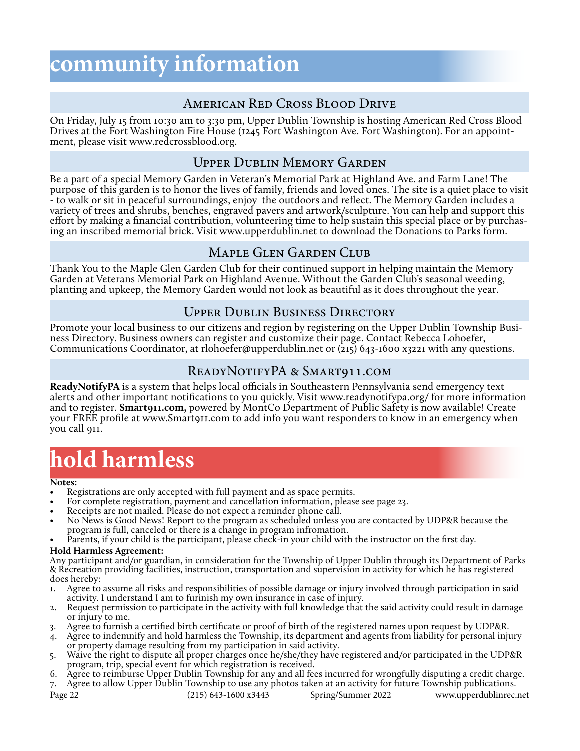# community information

## American Red Cross Blood Drive

On Friday, July 15 from 10:30 am to 3:30 pm, Upper Dublin Township is hosting American Red Cross Blood Drives at the Fort Washington Fire House (1245 Fort Washington Ave. Fort Washington). For an appointment, please visit www.redcrossblood.org.

## Upper Dublin Memory Garden

Be a part of a special Memory Garden in Veteran's Memorial Park at Highland Ave. and Farm Lane! The purpose of this garden is to honor the lives of family, friends and loved ones. The site is a quiet place to visit - to walk or sit in peaceful surroundings, enjoy the outdoors and reflect. The Memory Garden includes a variety of trees and shrubs, benches, engraved pavers and artwork/sculpture. You can help and support this effort by making a financial contribution, volunteering time to help sustain this special place or by purchasing an inscribed memorial brick. Visit www.upperdublin.net to download the Donations to Parks form.

## Maple Glen Garden Club

Thank You to the Maple Glen Garden Club for their continued support in helping maintain the Memory Garden at Veterans Memorial Park on Highland Avenue. Without the Garden Club's seasonal weeding, planting and upkeep, the Memory Garden would not look as beautiful as it does throughout the year.

## Upper Dublin Business Directory

Promote your local business to our citizens and region by registering on the Upper Dublin Township Business Directory. Business owners can register and customize their page. Contact Rebecca Lohoefer, Communications Coordinator, at rlohoefer@upperdublin.net or (215) 643-1600 x3221 with any questions.

## ReadyNotifyPA & Smart911.com

**ReadyNotifyPA** is a system that helps local officials in Southeastern Pennsylvania send emergency text alerts and other important notifications to you quickly. Visit www.readynotifypa.org/ for more information and to register. **Smart911.com,** powered by MontCo Department of Public Safety is now available! Create your FREE profile at www.Smart911.com to add info you want responders to know in an emergency when you call 911.

# hold harmless

**Notes:**

- Registrations are only accepted with full payment and as space permits.
- For complete registration, payment and cancellation information, please see page 23.
- Receipts are not mailed. Please do not expect a reminder phone call.
- No News is Good News! Report to the program as scheduled unless you are contacted by UDP&R because the program is full, canceled or there is a change in program infromation.
- Parents, if your child is the participant, please check-in your child with the instructor on the first day.

**Hold Harmless Agreement:**

Any participant and/or guardian, in consideration for the Township of Upper Dublin through its Department of Parks & Recreation providing facilities, instruction, transportation and supervision in activity for which he has registered does hereby:

1. Agree to assume all risks and responsibilities of possible damage or injury involved through participation in said activity. I understand I am to furinish my own insurance in case of injury.
2. Request permission to participate in the activity with full knowledge that the said activity could result in damage or injury to me.
3. Agree to furnish a certified birth certificate or proof of birth of the registered names upon request by UDP&R.
4. Agree to indemnify and hold harmless the Township, its department and agents from liability for personal injury or property damage resulting from my participation in said activity.
5. Waive the right to dispute all proper charges once he/she/they have registered and/or participated in the UDP&R program, trip, special event for which registration is received.
6. Agree to reimburse Upper Dublin Township for any and all fees incurred for wrongfully disputing a credit charge.
7. Agree to allow Upper Dublin Township to use any photos taken at an activity for future Township publications.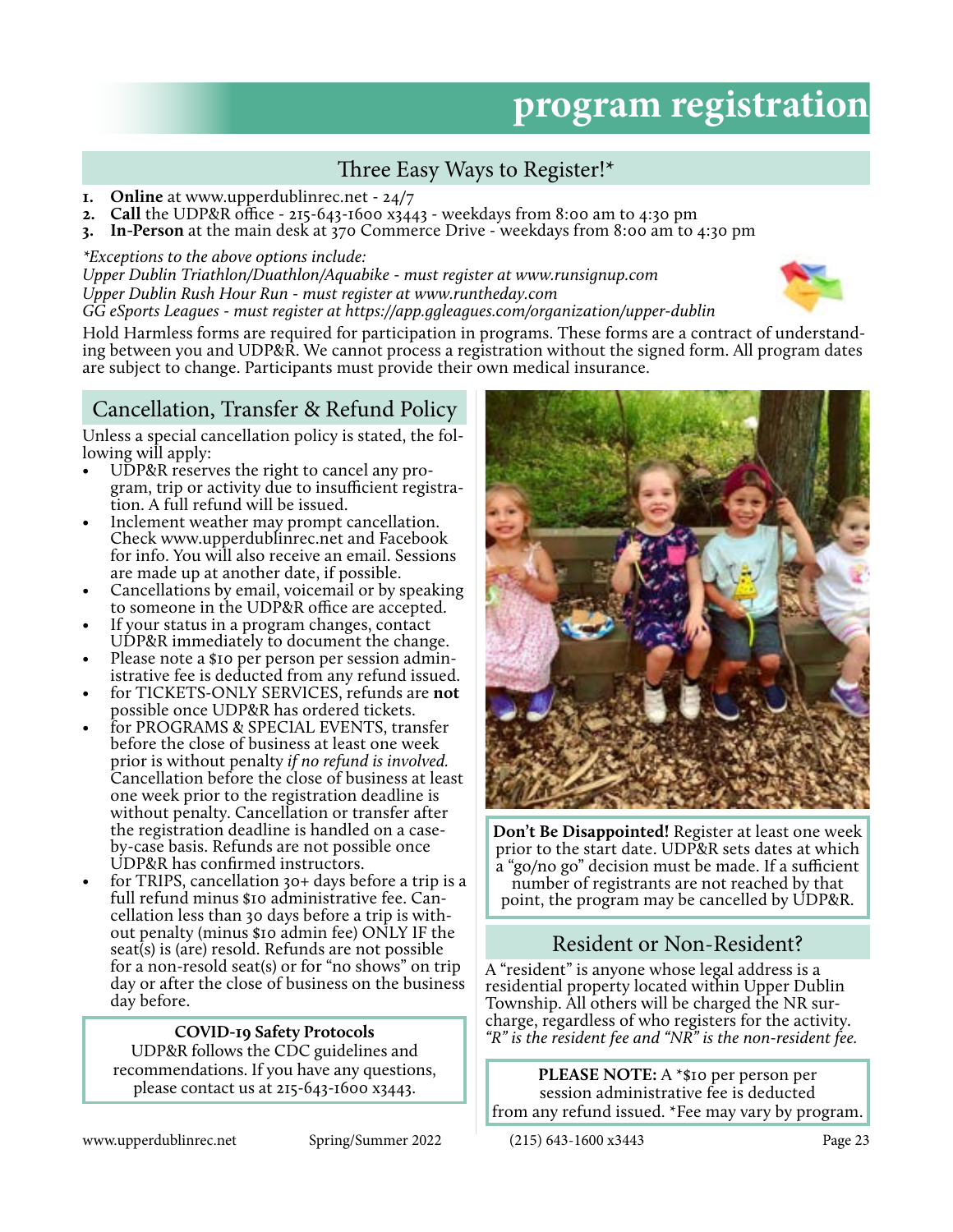# program registration

## Three Easy Ways to Register!*

1. **Online** at www.upperdublinrec.net - 24/7
2. **Call** the UDP&R office - 215-643-1600 x3443 - weekdays from 8:00 am to 4:30 pm
3. **In-Person** at the main desk at 370 Commerce Drive - weekdays from 8:00 am to 4:30 pm

*\*Exceptions to the above options include:*
*Upper Dublin Triathlon/Duathlon/Aquabike - must register at www.runsignup.com*
*Upper Dublin Rush Hour Run - must register at www.runtheday.com*
*GG eSports Leagues - must register at https://app.ggleagues.com/organization/upper-dublin*

Hold Harmless forms are required for participation in programs. These forms are a contract of understanding between you and UDP&R. We cannot process a registration without the signed form. All program dates are subject to change. Participants must provide their own medical insurance.

## Cancellation, Transfer & Refund Policy

Unless a special cancellation policy is stated, the following will apply:

- UDP&R reserves the right to cancel any program, trip or activity due to insufficient registration. A full refund will be issued.
- Inclement weather may prompt cancellation. Check www.upperdublinrec.net and Facebook for info. You will also receive an email. Sessions are made up at another date, if possible.
- Cancellations by email, voicemail or by speaking to someone in the UDP&R office are accepted.
- If your status in a program changes, contact UDP&R immediately to document the change.
- Please note a $10 per person per session administrative fee is deducted from any refund issued.
- for TICKETS-ONLY SERVICES, refunds are **not** possible once UDP&R has ordered tickets.
- for PROGRAMS & SPECIAL EVENTS, transfer before the close of business at least one week prior is without penalty *if no refund is involved.* Cancellation before the close of business at least one week prior to the registration deadline is without penalty. Cancellation or transfer after the registration deadline is handled on a case-by-case basis. Refunds are not possible once UDP&R has confirmed instructors.
- for TRIPS, cancellation 30+ days before a trip is a full refund minus $10 administrative fee. Cancellation less than 30 days before a trip is without penalty (minus $10 admin fee) ONLY IF the seat(s) is (are) resold. Refunds are not possible for a non-resold seat(s) or for "no shows" on trip day or after the close of business on the business day before.

**COVID-19 Safety Protocols**

UDP&R follows the CDC guidelines and recommendations. If you have any questions, please contact us at 215-643-1600 x3443.

**Don't Be Disappointed!** Register at least one week prior to the start date. UDP&R sets dates at which a "go/no go" decision must be made. If a sufficient number of registrants are not reached by that point, the program may be cancelled by UDP&R.

## Resident or Non-Resident?

A "resident" is anyone whose legal address is a residential property located within Upper Dublin Township. All others will be charged the NR surcharge, regardless of who registers for the activity. *"R" is the resident fee and "NR" is the non-resident fee.*

**PLEASE NOTE:** A *$10 per person per session administrative fee is deducted from any refund issued. *Fee may vary by program.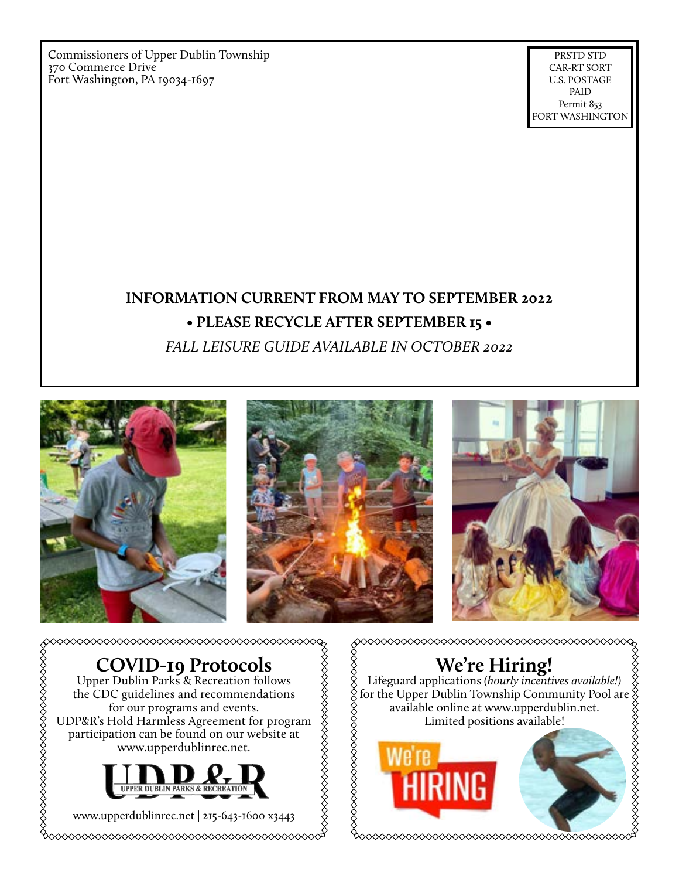Commissioners of Upper Dublin Township
370 Commerce Drive
Fort Washington, PA 19034-1697

PRSTD STD
CAR-RT SORT
U.S. POSTAGE
PAID
Permit 853
FORT WASHINGTON

**INFORMATION CURRENT FROM MAY TO SEPTEMBER 2022**

**• PLEASE RECYCLE AFTER SEPTEMBER 15 •**

*FALL LEISURE GUIDE AVAILABLE IN OCTOBER 2022*

## COVID-19 Protocols

Upper Dublin Parks & Recreation follows the CDC guidelines and recommendations for our programs and events.
UDP&R's Hold Harmless Agreement for program participation can be found on our website at www.upperdublinrec.net.

UDP&R
UPPER DUBLIN PARKS & RECREATION

www.upperdublinrec.net | 215-643-1600 x3443

## We're Hiring!

Lifeguard applications (*hourly incentives available!*) for the Upper Dublin Township Community Pool are available online at www.upperdublin.net.
Limited positions available!

We're HIRING